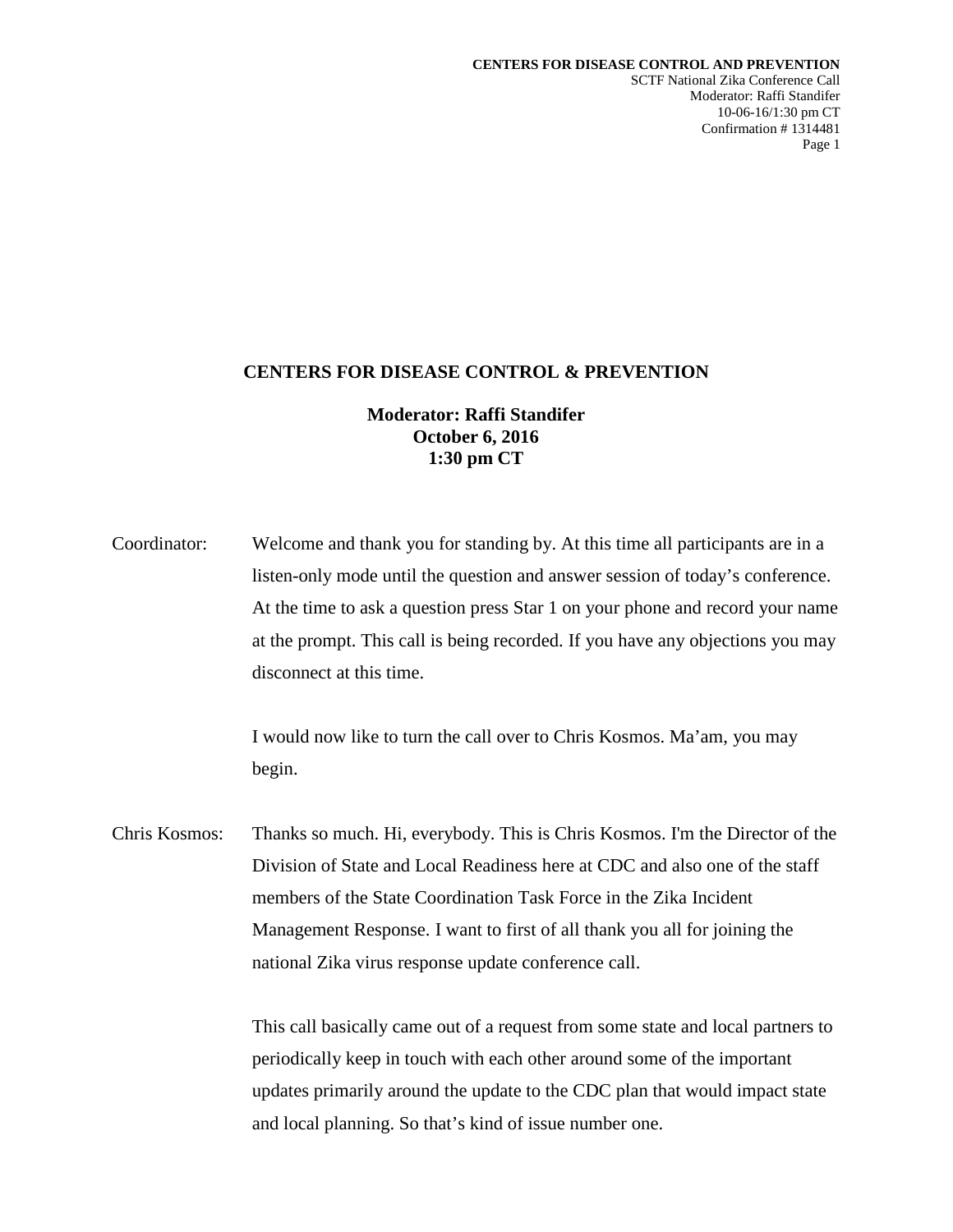# CENTERS FOR DISEASE CONTROL & PREVENTION

**Moderator: Raffi Standifer**
**October 6, 2016**
**1:30 pm CT**

Coordinator: Welcome and thank you for standing by. At this time all participants are in a listen-only mode until the question and answer session of today's conference. At the time to ask a question press Star 1 on your phone and record your name at the prompt. This call is being recorded. If you have any objections you may disconnect at this time.

I would now like to turn the call over to Chris Kosmos. Ma'am, you may begin.

Chris Kosmos: Thanks so much. Hi, everybody. This is Chris Kosmos. I'm the Director of the Division of State and Local Readiness here at CDC and also one of the staff members of the State Coordination Task Force in the Zika Incident Management Response. I want to first of all thank you all for joining the national Zika virus response update conference call.

This call basically came out of a request from some state and local partners to periodically keep in touch with each other around some of the important updates primarily around the update to the CDC plan that would impact state and local planning. So that's kind of issue number one.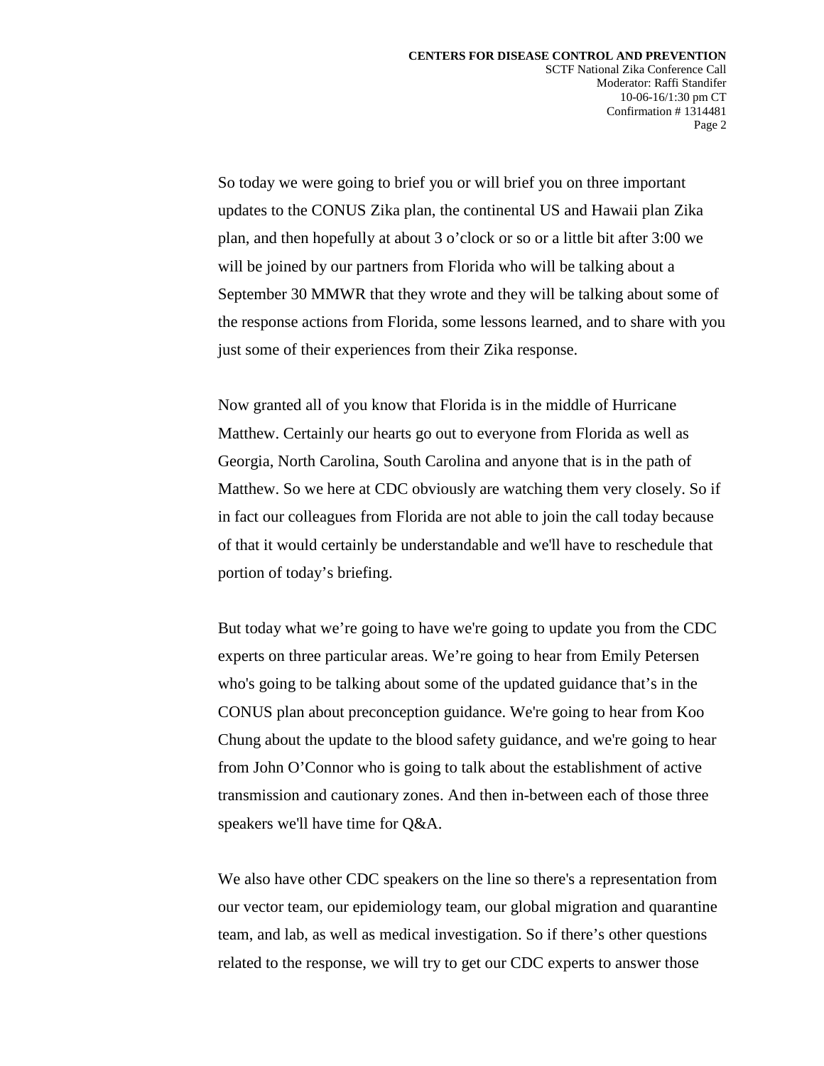So today we were going to brief you or will brief you on three important updates to the CONUS Zika plan, the continental US and Hawaii plan Zika plan, and then hopefully at about 3 o'clock or so or a little bit after 3:00 we will be joined by our partners from Florida who will be talking about a September 30 MMWR that they wrote and they will be talking about some of the response actions from Florida, some lessons learned, and to share with you just some of their experiences from their Zika response.

Now granted all of you know that Florida is in the middle of Hurricane Matthew. Certainly our hearts go out to everyone from Florida as well as Georgia, North Carolina, South Carolina and anyone that is in the path of Matthew. So we here at CDC obviously are watching them very closely. So if in fact our colleagues from Florida are not able to join the call today because of that it would certainly be understandable and we'll have to reschedule that portion of today's briefing.

But today what we're going to have we're going to update you from the CDC experts on three particular areas. We're going to hear from Emily Petersen who's going to be talking about some of the updated guidance that's in the CONUS plan about preconception guidance. We're going to hear from Koo Chung about the update to the blood safety guidance, and we're going to hear from John O'Connor who is going to talk about the establishment of active transmission and cautionary zones. And then in-between each of those three speakers we'll have time for Q&A.

We also have other CDC speakers on the line so there's a representation from our vector team, our epidemiology team, our global migration and quarantine team, and lab, as well as medical investigation. So if there's other questions related to the response, we will try to get our CDC experts to answer those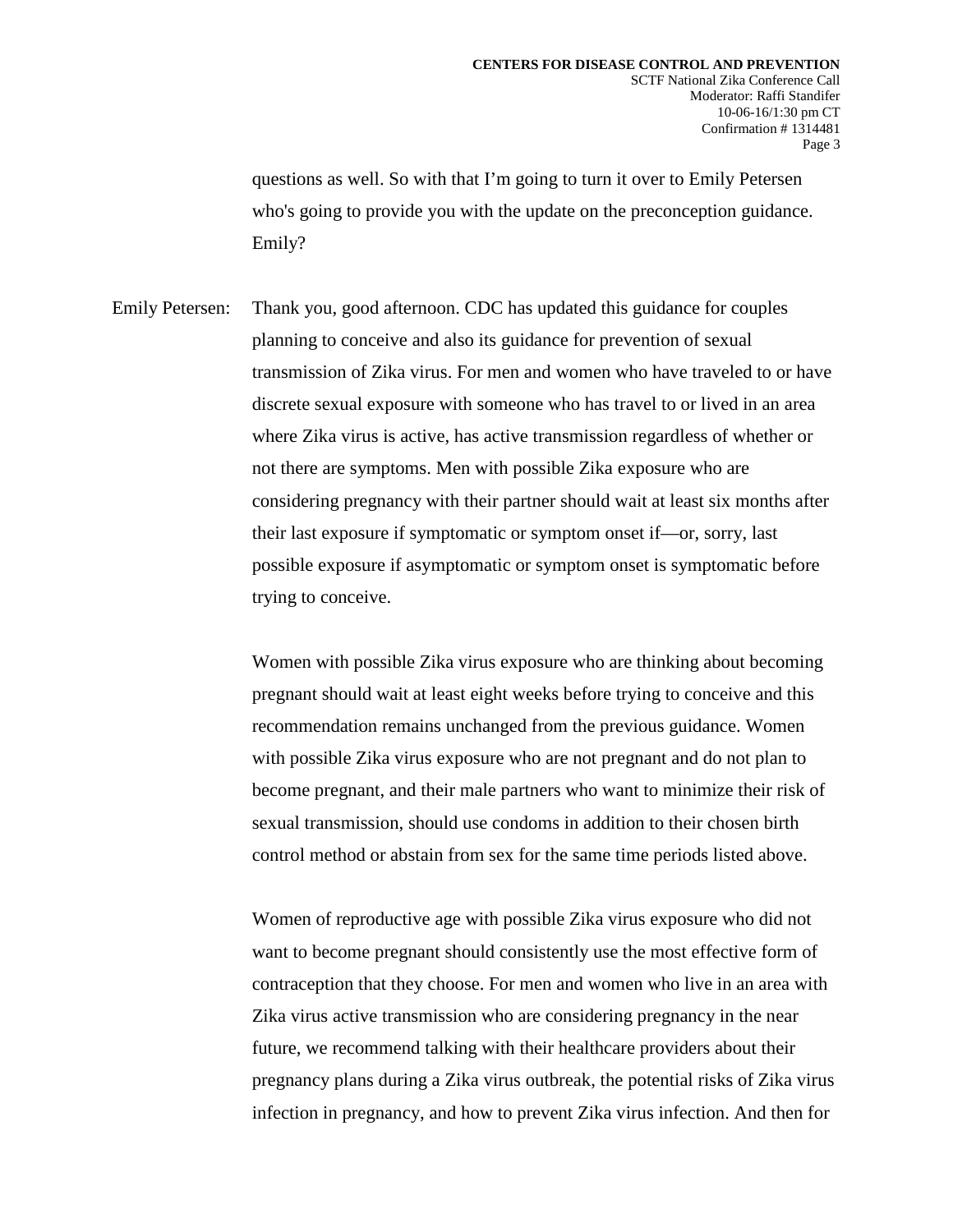questions as well. So with that I'm going to turn it over to Emily Petersen who's going to provide you with the update on the preconception guidance. Emily?

Emily Petersen: Thank you, good afternoon. CDC has updated this guidance for couples planning to conceive and also its guidance for prevention of sexual transmission of Zika virus. For men and women who have traveled to or have discrete sexual exposure with someone who has travel to or lived in an area where Zika virus is active, has active transmission regardless of whether or not there are symptoms. Men with possible Zika exposure who are considering pregnancy with their partner should wait at least six months after their last exposure if symptomatic or symptom onset if—or, sorry, last possible exposure if asymptomatic or symptom onset is symptomatic before trying to conceive.

Women with possible Zika virus exposure who are thinking about becoming pregnant should wait at least eight weeks before trying to conceive and this recommendation remains unchanged from the previous guidance. Women with possible Zika virus exposure who are not pregnant and do not plan to become pregnant, and their male partners who want to minimize their risk of sexual transmission, should use condoms in addition to their chosen birth control method or abstain from sex for the same time periods listed above.

Women of reproductive age with possible Zika virus exposure who did not want to become pregnant should consistently use the most effective form of contraception that they choose. For men and women who live in an area with Zika virus active transmission who are considering pregnancy in the near future, we recommend talking with their healthcare providers about their pregnancy plans during a Zika virus outbreak, the potential risks of Zika virus infection in pregnancy, and how to prevent Zika virus infection. And then for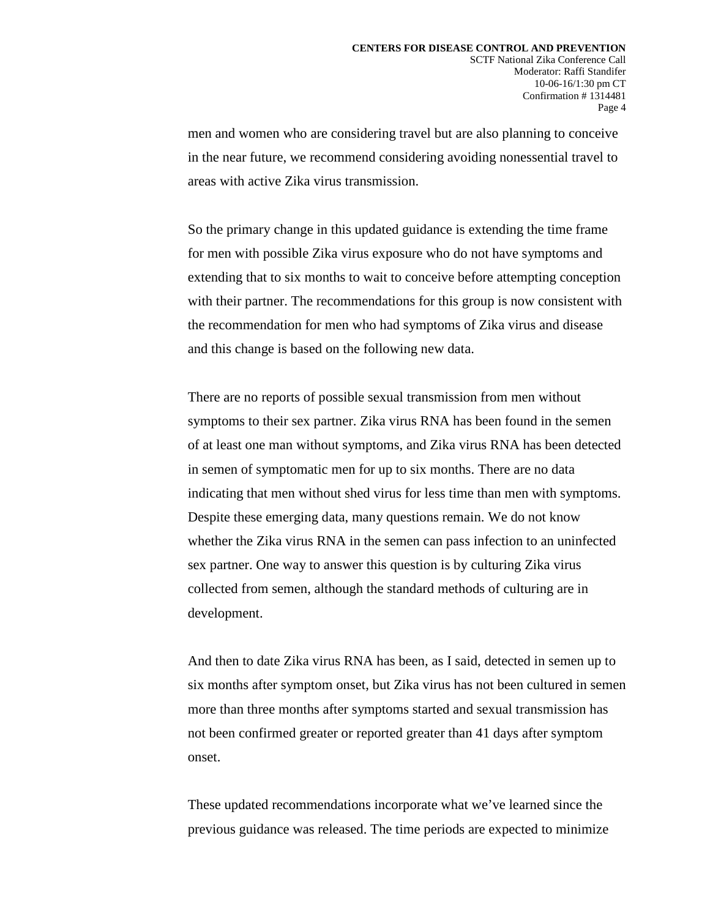men and women who are considering travel but are also planning to conceive in the near future, we recommend considering avoiding nonessential travel to areas with active Zika virus transmission.

So the primary change in this updated guidance is extending the time frame for men with possible Zika virus exposure who do not have symptoms and extending that to six months to wait to conceive before attempting conception with their partner. The recommendations for this group is now consistent with the recommendation for men who had symptoms of Zika virus and disease and this change is based on the following new data.

There are no reports of possible sexual transmission from men without symptoms to their sex partner. Zika virus RNA has been found in the semen of at least one man without symptoms, and Zika virus RNA has been detected in semen of symptomatic men for up to six months. There are no data indicating that men without shed virus for less time than men with symptoms. Despite these emerging data, many questions remain. We do not know whether the Zika virus RNA in the semen can pass infection to an uninfected sex partner. One way to answer this question is by culturing Zika virus collected from semen, although the standard methods of culturing are in development.

And then to date Zika virus RNA has been, as I said, detected in semen up to six months after symptom onset, but Zika virus has not been cultured in semen more than three months after symptoms started and sexual transmission has not been confirmed greater or reported greater than 41 days after symptom onset.

These updated recommendations incorporate what we've learned since the previous guidance was released. The time periods are expected to minimize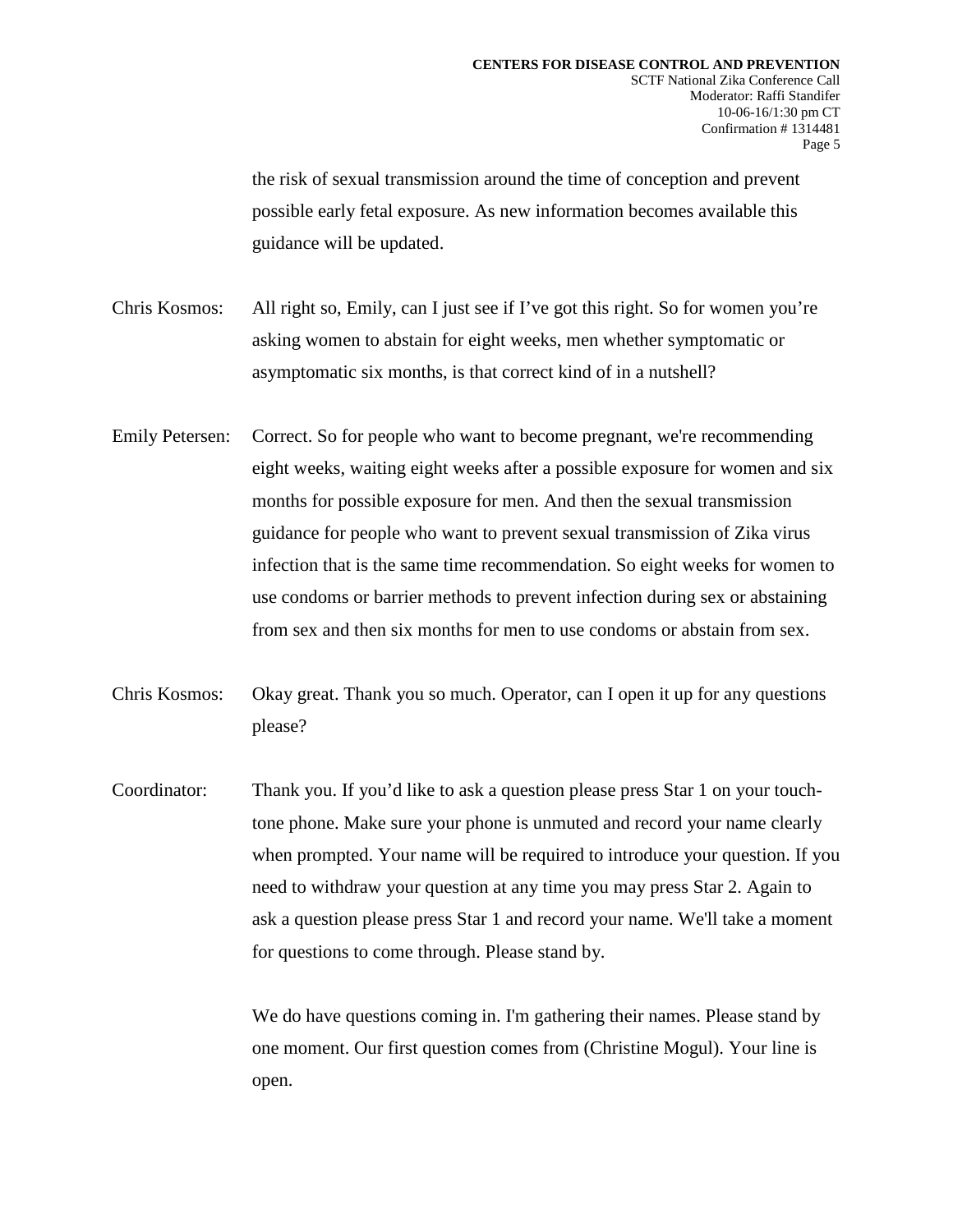the risk of sexual transmission around the time of conception and prevent possible early fetal exposure. As new information becomes available this guidance will be updated.

Chris Kosmos: All right so, Emily, can I just see if I've got this right. So for women you're asking women to abstain for eight weeks, men whether symptomatic or asymptomatic six months, is that correct kind of in a nutshell?

Emily Petersen: Correct. So for people who want to become pregnant, we're recommending eight weeks, waiting eight weeks after a possible exposure for women and six months for possible exposure for men. And then the sexual transmission guidance for people who want to prevent sexual transmission of Zika virus infection that is the same time recommendation. So eight weeks for women to use condoms or barrier methods to prevent infection during sex or abstaining from sex and then six months for men to use condoms or abstain from sex.

Chris Kosmos: Okay great. Thank you so much. Operator, can I open it up for any questions please?

Coordinator: Thank you. If you'd like to ask a question please press Star 1 on your touch-tone phone. Make sure your phone is unmuted and record your name clearly when prompted. Your name will be required to introduce your question. If you need to withdraw your question at any time you may press Star 2. Again to ask a question please press Star 1 and record your name. We'll take a moment for questions to come through. Please stand by.

We do have questions coming in. I'm gathering their names. Please stand by one moment. Our first question comes from (Christine Mogul). Your line is open.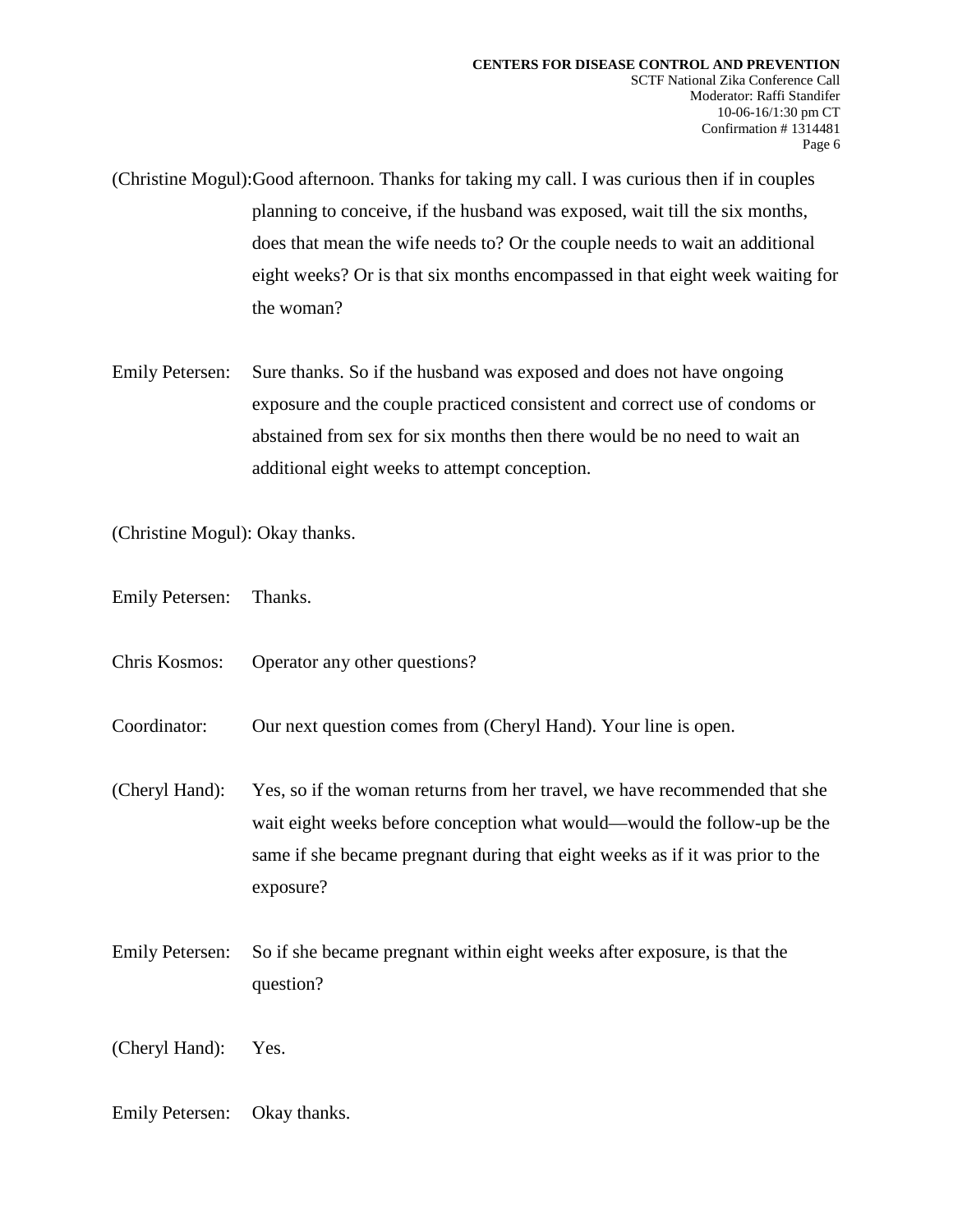(Christine Mogul): Good afternoon. Thanks for taking my call. I was curious then if in couples planning to conceive, if the husband was exposed, wait till the six months, does that mean the wife needs to? Or the couple needs to wait an additional eight weeks? Or is that six months encompassed in that eight week waiting for the woman?

Emily Petersen: Sure thanks. So if the husband was exposed and does not have ongoing exposure and the couple practiced consistent and correct use of condoms or abstained from sex for six months then there would be no need to wait an additional eight weeks to attempt conception.

(Christine Mogul): Okay thanks.

Emily Petersen: Thanks.

Chris Kosmos: Operator any other questions?

Coordinator: Our next question comes from (Cheryl Hand). Your line is open.

(Cheryl Hand): Yes, so if the woman returns from her travel, we have recommended that she wait eight weeks before conception what would—would the follow-up be the same if she became pregnant during that eight weeks as if it was prior to the exposure?

Emily Petersen: So if she became pregnant within eight weeks after exposure, is that the question?

(Cheryl Hand): Yes.

Emily Petersen: Okay thanks.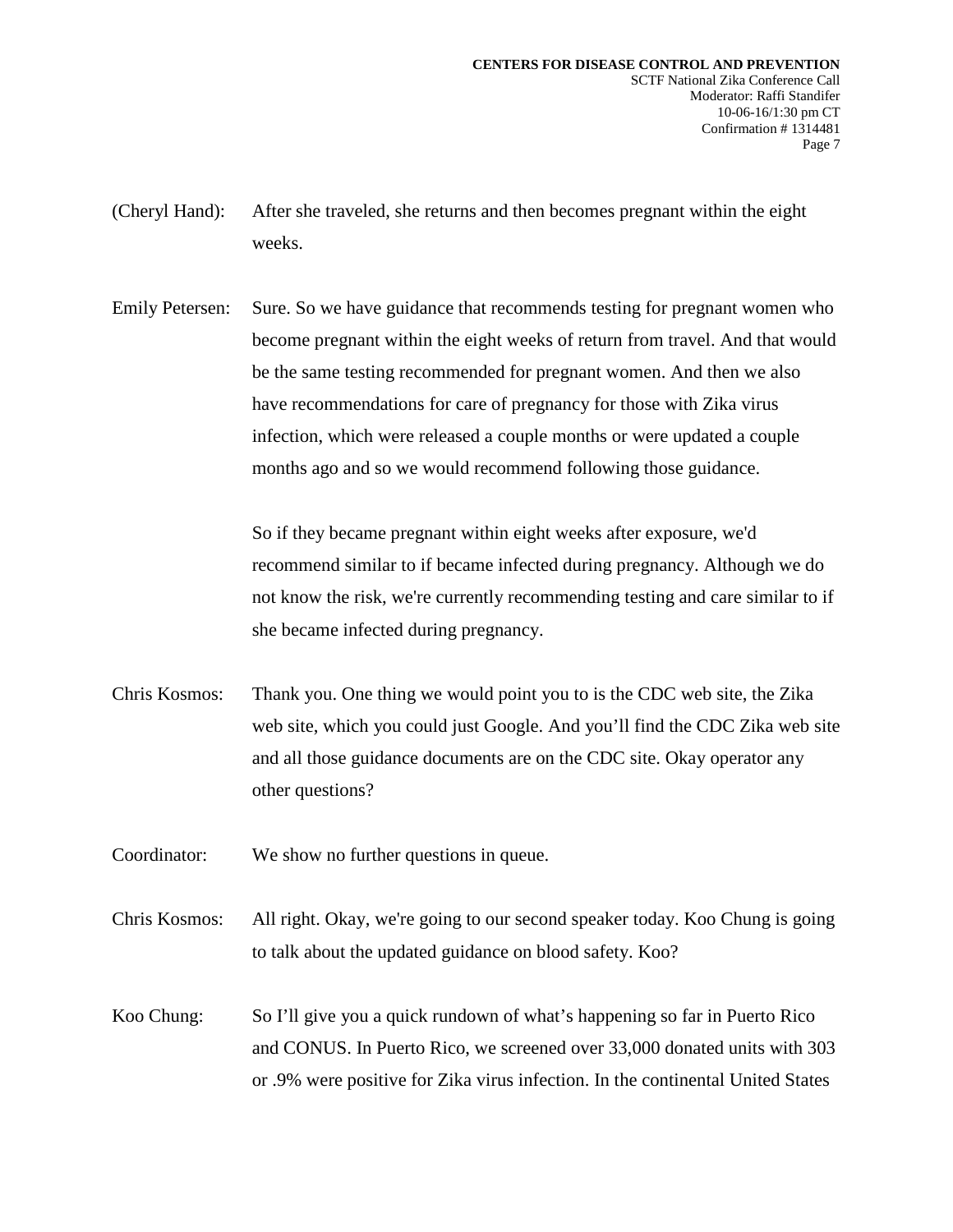(Cheryl Hand): After she traveled, she returns and then becomes pregnant within the eight weeks.

Emily Petersen: Sure. So we have guidance that recommends testing for pregnant women who become pregnant within the eight weeks of return from travel. And that would be the same testing recommended for pregnant women. And then we also have recommendations for care of pregnancy for those with Zika virus infection, which were released a couple months or were updated a couple months ago and so we would recommend following those guidance.

So if they became pregnant within eight weeks after exposure, we'd recommend similar to if became infected during pregnancy. Although we do not know the risk, we're currently recommending testing and care similar to if she became infected during pregnancy.

Chris Kosmos: Thank you. One thing we would point you to is the CDC web site, the Zika web site, which you could just Google. And you'll find the CDC Zika web site and all those guidance documents are on the CDC site. Okay operator any other questions?

Coordinator: We show no further questions in queue.

Chris Kosmos: All right. Okay, we're going to our second speaker today. Koo Chung is going to talk about the updated guidance on blood safety. Koo?

Koo Chung: So I'll give you a quick rundown of what's happening so far in Puerto Rico and CONUS. In Puerto Rico, we screened over 33,000 donated units with 303 or .9% were positive for Zika virus infection. In the continental United States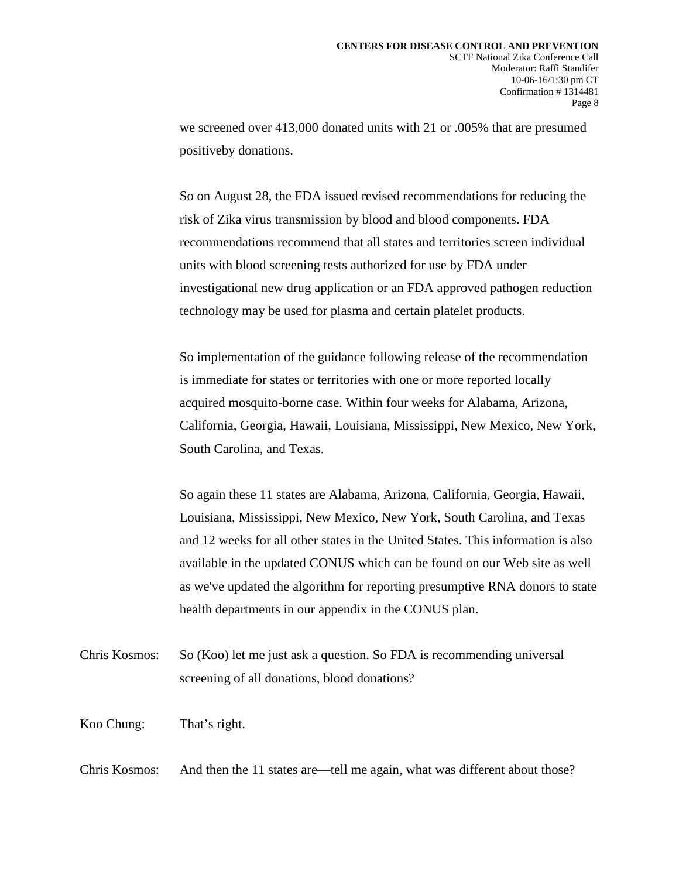we screened over 413,000 donated units with 21 or .005% that are presumed positiveby donations.

So on August 28, the FDA issued revised recommendations for reducing the risk of Zika virus transmission by blood and blood components. FDA recommendations recommend that all states and territories screen individual units with blood screening tests authorized for use by FDA under investigational new drug application or an FDA approved pathogen reduction technology may be used for plasma and certain platelet products.

So implementation of the guidance following release of the recommendation is immediate for states or territories with one or more reported locally acquired mosquito-borne case. Within four weeks for Alabama, Arizona, California, Georgia, Hawaii, Louisiana, Mississippi, New Mexico, New York, South Carolina, and Texas.

So again these 11 states are Alabama, Arizona, California, Georgia, Hawaii, Louisiana, Mississippi, New Mexico, New York, South Carolina, and Texas and 12 weeks for all other states in the United States. This information is also available in the updated CONUS which can be found on our Web site as well as we've updated the algorithm for reporting presumptive RNA donors to state health departments in our appendix in the CONUS plan.

Chris Kosmos: So (Koo) let me just ask a question. So FDA is recommending universal screening of all donations, blood donations?

Koo Chung: That's right.

Chris Kosmos: And then the 11 states are—tell me again, what was different about those?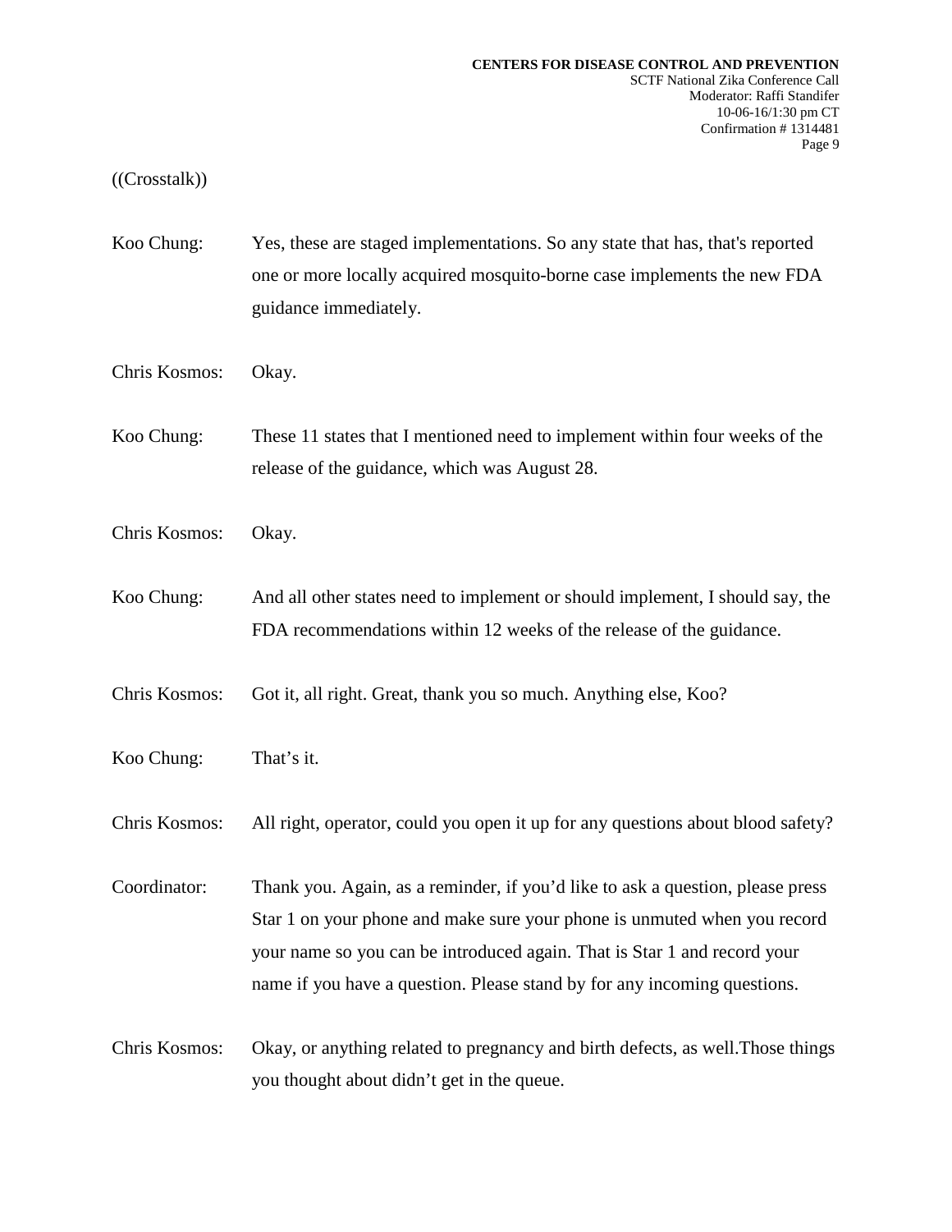((Crosstalk))

Koo Chung: Yes, these are staged implementations. So any state that has, that's reported one or more locally acquired mosquito-borne case implements the new FDA guidance immediately.

Chris Kosmos: Okay.

Koo Chung: These 11 states that I mentioned need to implement within four weeks of the release of the guidance, which was August 28.

Chris Kosmos: Okay.

Koo Chung: And all other states need to implement or should implement, I should say, the FDA recommendations within 12 weeks of the release of the guidance.

Chris Kosmos: Got it, all right. Great, thank you so much. Anything else, Koo?

Koo Chung: That's it.

Chris Kosmos: All right, operator, could you open it up for any questions about blood safety?

Coordinator: Thank you. Again, as a reminder, if you'd like to ask a question, please press Star 1 on your phone and make sure your phone is unmuted when you record your name so you can be introduced again. That is Star 1 and record your name if you have a question. Please stand by for any incoming questions.

Chris Kosmos: Okay, or anything related to pregnancy and birth defects, as well.Those things you thought about didn't get in the queue.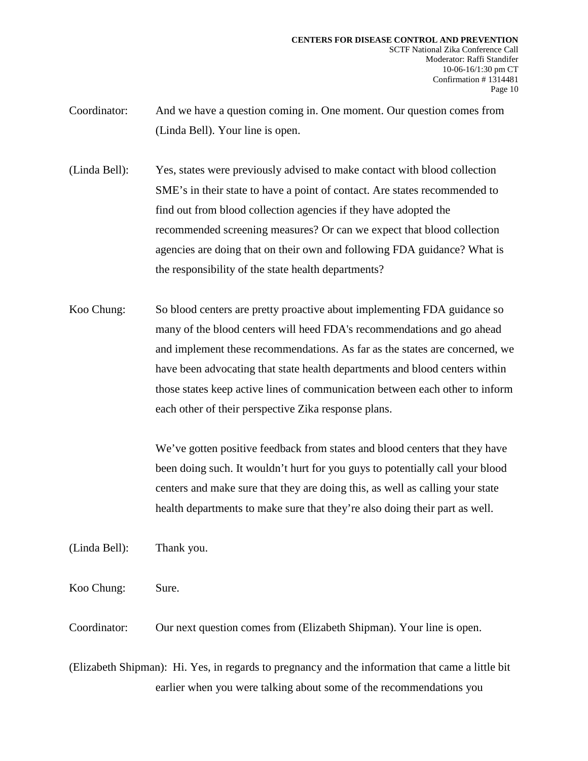Coordinator: And we have a question coming in. One moment. Our question comes from (Linda Bell). Your line is open.

(Linda Bell): Yes, states were previously advised to make contact with blood collection SME's in their state to have a point of contact. Are states recommended to find out from blood collection agencies if they have adopted the recommended screening measures? Or can we expect that blood collection agencies are doing that on their own and following FDA guidance? What is the responsibility of the state health departments?

Koo Chung: So blood centers are pretty proactive about implementing FDA guidance so many of the blood centers will heed FDA's recommendations and go ahead and implement these recommendations. As far as the states are concerned, we have been advocating that state health departments and blood centers within those states keep active lines of communication between each other to inform each other of their perspective Zika response plans.

We've gotten positive feedback from states and blood centers that they have been doing such. It wouldn't hurt for you guys to potentially call your blood centers and make sure that they are doing this, as well as calling your state health departments to make sure that they're also doing their part as well.

(Linda Bell): Thank you.

Koo Chung: Sure.

Coordinator: Our next question comes from (Elizabeth Shipman). Your line is open.

(Elizabeth Shipman): Hi. Yes, in regards to pregnancy and the information that came a little bit earlier when you were talking about some of the recommendations you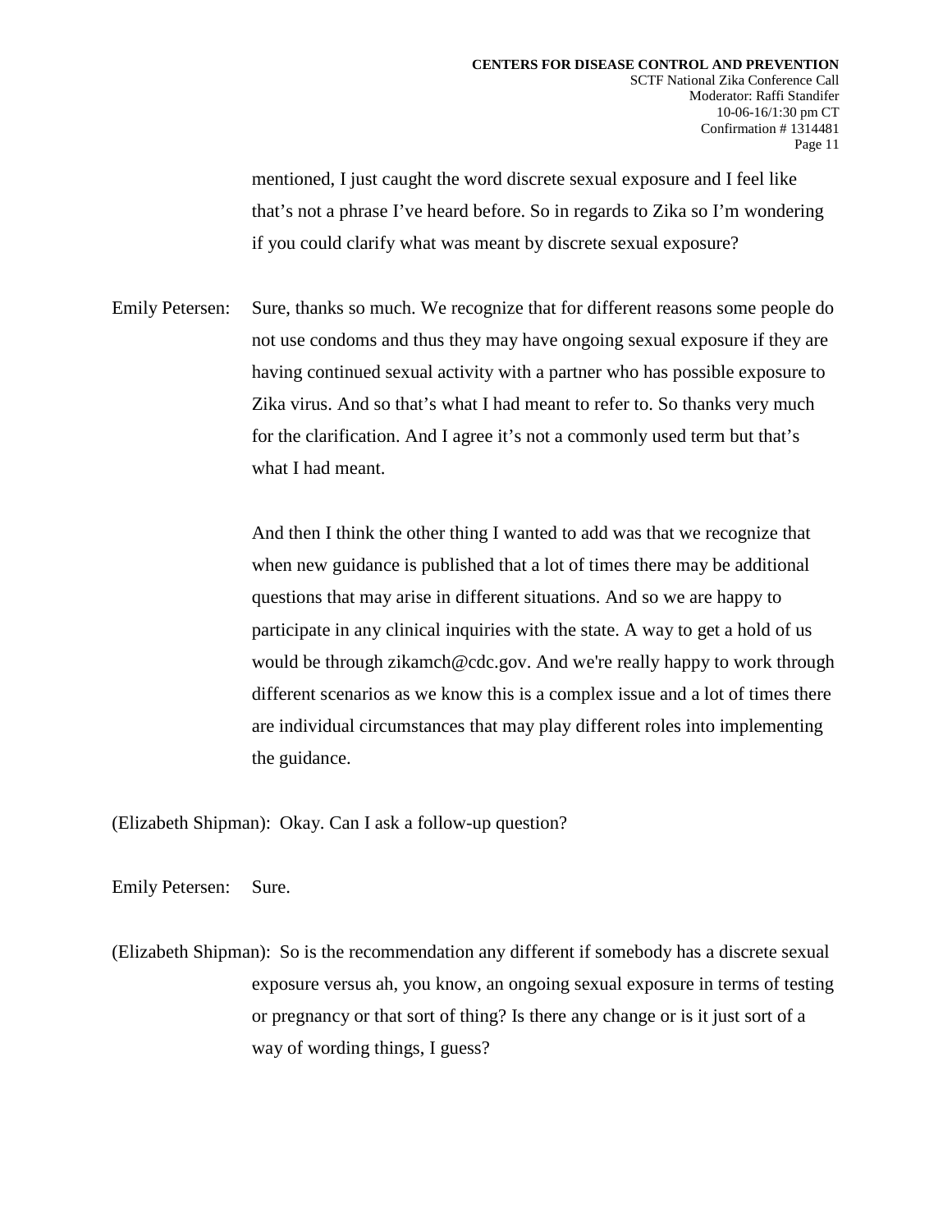mentioned, I just caught the word discrete sexual exposure and I feel like that's not a phrase I've heard before. So in regards to Zika so I'm wondering if you could clarify what was meant by discrete sexual exposure?

Emily Petersen: Sure, thanks so much. We recognize that for different reasons some people do not use condoms and thus they may have ongoing sexual exposure if they are having continued sexual activity with a partner who has possible exposure to Zika virus. And so that's what I had meant to refer to. So thanks very much for the clarification. And I agree it's not a commonly used term but that's what I had meant.

And then I think the other thing I wanted to add was that we recognize that when new guidance is published that a lot of times there may be additional questions that may arise in different situations. And so we are happy to participate in any clinical inquiries with the state. A way to get a hold of us would be through zikamch@cdc.gov. And we're really happy to work through different scenarios as we know this is a complex issue and a lot of times there are individual circumstances that may play different roles into implementing the guidance.

(Elizabeth Shipman): Okay. Can I ask a follow-up question?

Emily Petersen: Sure.

(Elizabeth Shipman): So is the recommendation any different if somebody has a discrete sexual exposure versus ah, you know, an ongoing sexual exposure in terms of testing or pregnancy or that sort of thing? Is there any change or is it just sort of a way of wording things, I guess?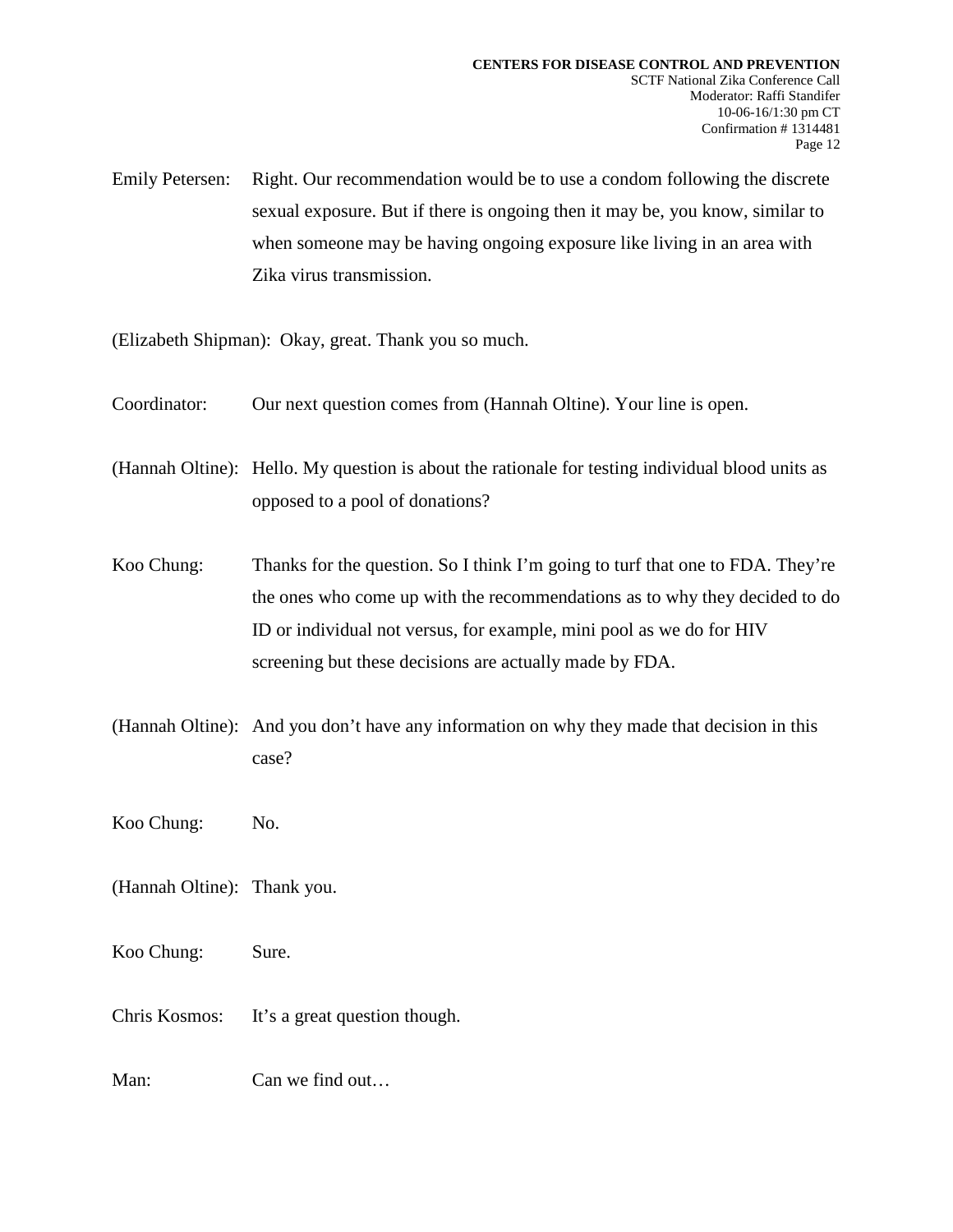Emily Petersen: Right. Our recommendation would be to use a condom following the discrete sexual exposure. But if there is ongoing then it may be, you know, similar to when someone may be having ongoing exposure like living in an area with Zika virus transmission.

(Elizabeth Shipman): Okay, great. Thank you so much.

Coordinator: Our next question comes from (Hannah Oltine). Your line is open.

(Hannah Oltine): Hello. My question is about the rationale for testing individual blood units as opposed to a pool of donations?

Koo Chung: Thanks for the question. So I think I'm going to turf that one to FDA. They're the ones who come up with the recommendations as to why they decided to do ID or individual not versus, for example, mini pool as we do for HIV screening but these decisions are actually made by FDA.

(Hannah Oltine): And you don't have any information on why they made that decision in this case?

Koo Chung: No.

(Hannah Oltine): Thank you.

Koo Chung: Sure.

Chris Kosmos: It's a great question though.

Man: Can we find out…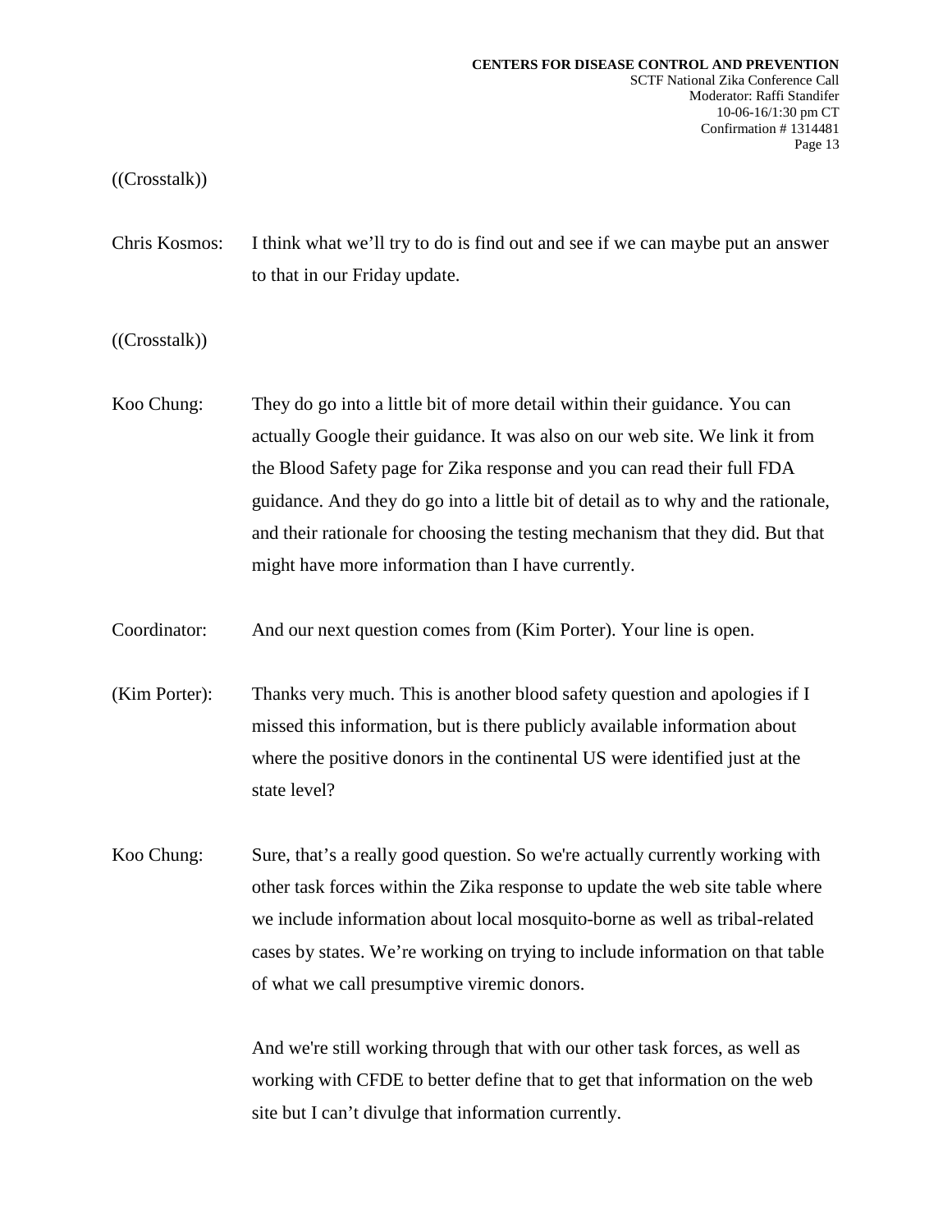((Crosstalk))

Chris Kosmos: I think what we'll try to do is find out and see if we can maybe put an answer to that in our Friday update.

((Crosstalk))

Koo Chung: They do go into a little bit of more detail within their guidance. You can actually Google their guidance. It was also on our web site. We link it from the Blood Safety page for Zika response and you can read their full FDA guidance. And they do go into a little bit of detail as to why and the rationale, and their rationale for choosing the testing mechanism that they did. But that might have more information than I have currently.

Coordinator: And our next question comes from (Kim Porter). Your line is open.

(Kim Porter): Thanks very much. This is another blood safety question and apologies if I missed this information, but is there publicly available information about where the positive donors in the continental US were identified just at the state level?

Koo Chung: Sure, that's a really good question. So we're actually currently working with other task forces within the Zika response to update the web site table where we include information about local mosquito-borne as well as tribal-related cases by states. We're working on trying to include information on that table of what we call presumptive viremic donors.

And we're still working through that with our other task forces, as well as working with CFDE to better define that to get that information on the web site but I can't divulge that information currently.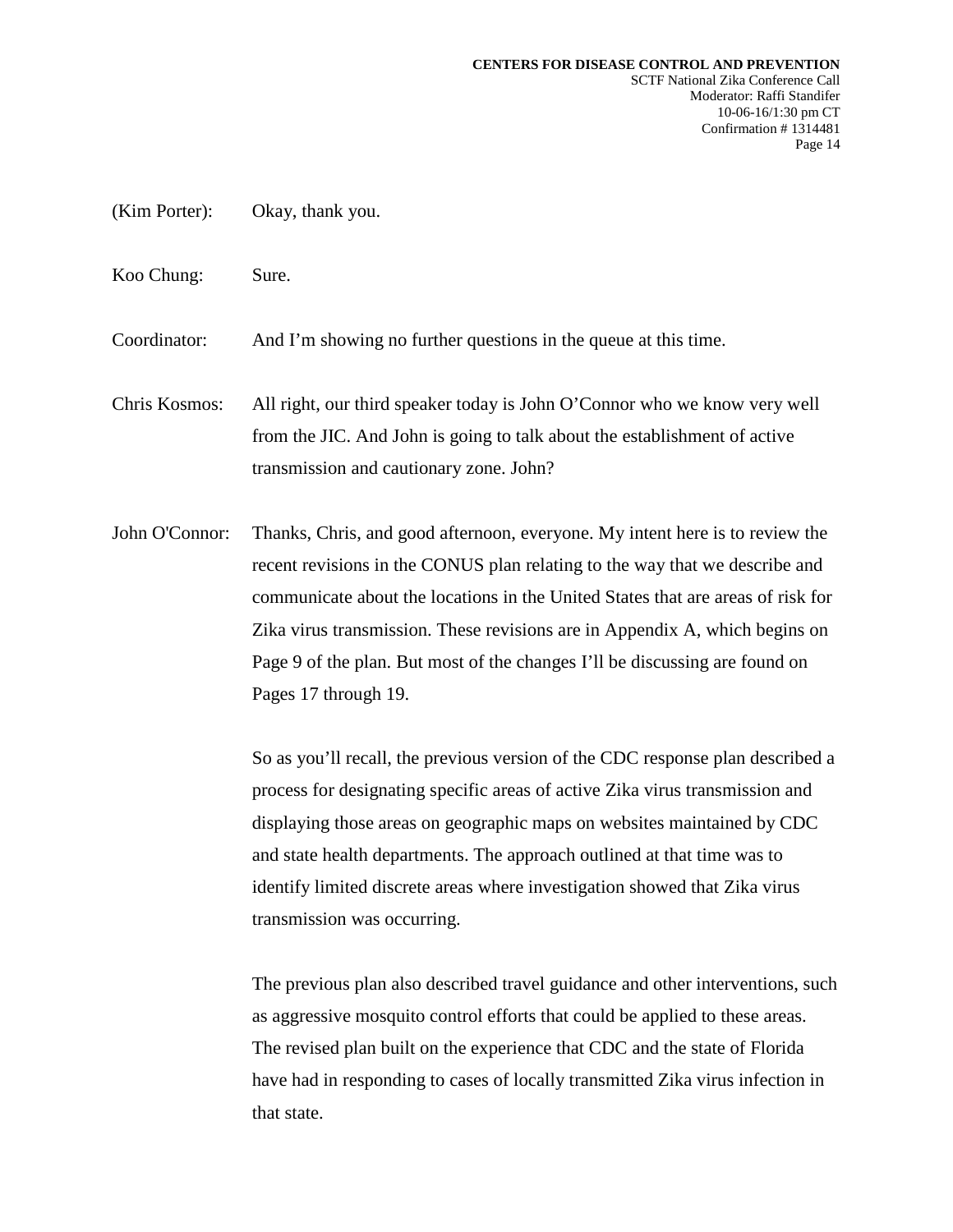(Kim Porter): Okay, thank you.

Koo Chung: Sure.

Coordinator: And I'm showing no further questions in the queue at this time.

Chris Kosmos: All right, our third speaker today is John O'Connor who we know very well from the JIC. And John is going to talk about the establishment of active transmission and cautionary zone. John?

John O'Connor: Thanks, Chris, and good afternoon, everyone. My intent here is to review the recent revisions in the CONUS plan relating to the way that we describe and communicate about the locations in the United States that are areas of risk for Zika virus transmission. These revisions are in Appendix A, which begins on Page 9 of the plan. But most of the changes I'll be discussing are found on Pages 17 through 19.

So as you'll recall, the previous version of the CDC response plan described a process for designating specific areas of active Zika virus transmission and displaying those areas on geographic maps on websites maintained by CDC and state health departments. The approach outlined at that time was to identify limited discrete areas where investigation showed that Zika virus transmission was occurring.

The previous plan also described travel guidance and other interventions, such as aggressive mosquito control efforts that could be applied to these areas. The revised plan built on the experience that CDC and the state of Florida have had in responding to cases of locally transmitted Zika virus infection in that state.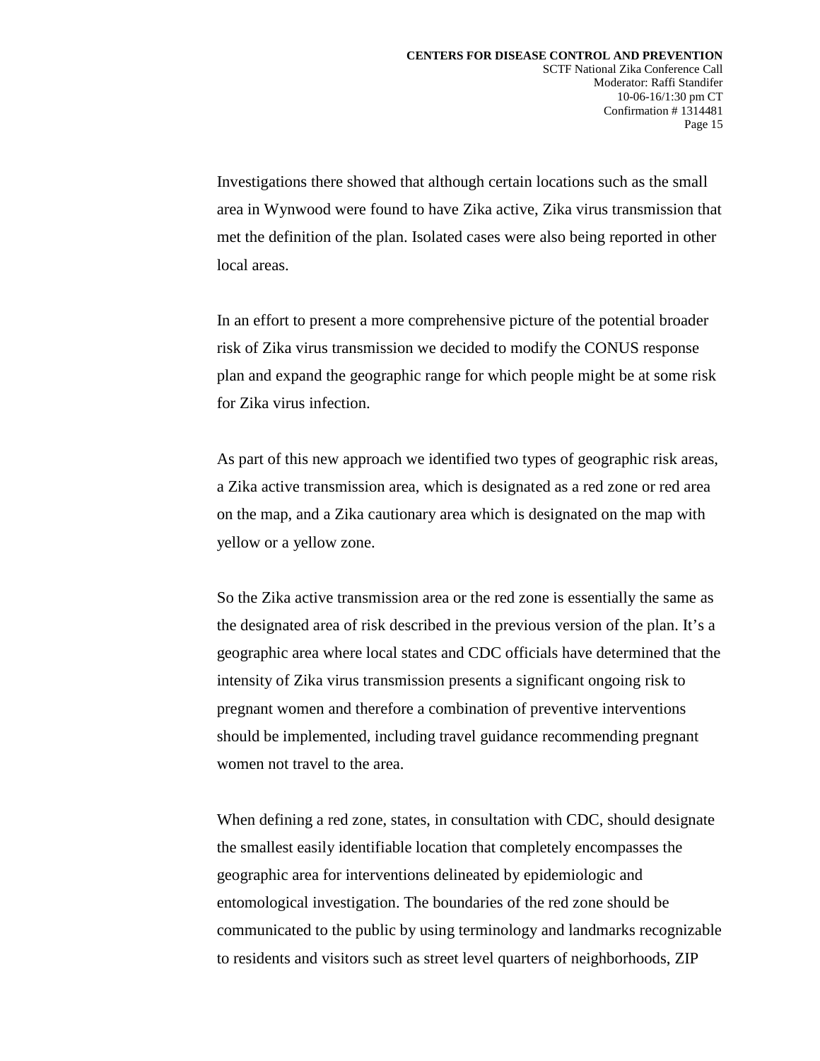Investigations there showed that although certain locations such as the small area in Wynwood were found to have Zika active, Zika virus transmission that met the definition of the plan. Isolated cases were also being reported in other local areas.

In an effort to present a more comprehensive picture of the potential broader risk of Zika virus transmission we decided to modify the CONUS response plan and expand the geographic range for which people might be at some risk for Zika virus infection.

As part of this new approach we identified two types of geographic risk areas, a Zika active transmission area, which is designated as a red zone or red area on the map, and a Zika cautionary area which is designated on the map with yellow or a yellow zone.

So the Zika active transmission area or the red zone is essentially the same as the designated area of risk described in the previous version of the plan. It's a geographic area where local states and CDC officials have determined that the intensity of Zika virus transmission presents a significant ongoing risk to pregnant women and therefore a combination of preventive interventions should be implemented, including travel guidance recommending pregnant women not travel to the area.

When defining a red zone, states, in consultation with CDC, should designate the smallest easily identifiable location that completely encompasses the geographic area for interventions delineated by epidemiologic and entomological investigation. The boundaries of the red zone should be communicated to the public by using terminology and landmarks recognizable to residents and visitors such as street level quarters of neighborhoods, ZIP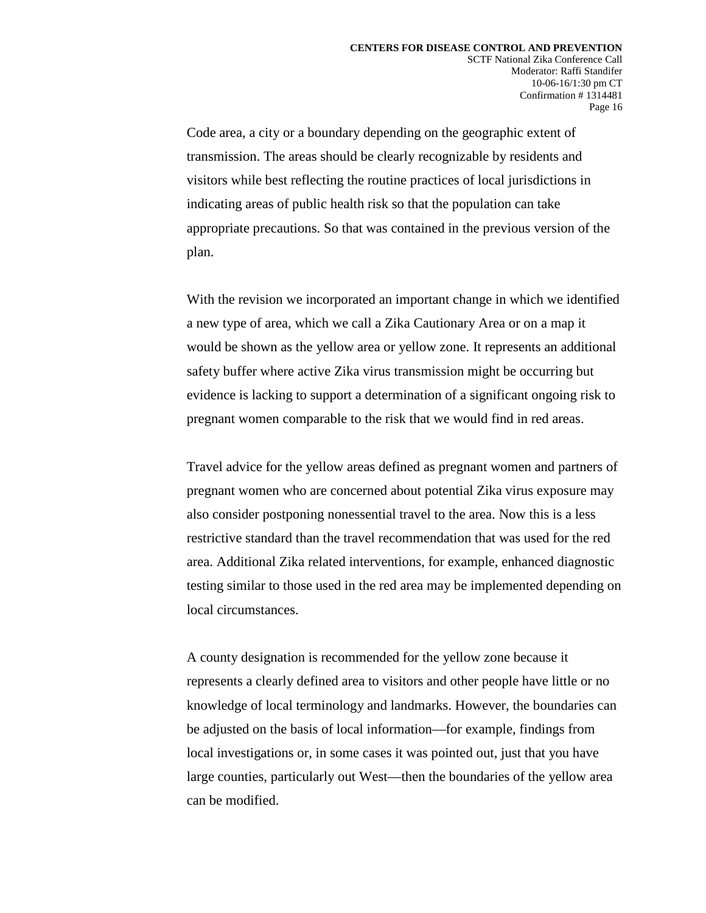Code area, a city or a boundary depending on the geographic extent of transmission. The areas should be clearly recognizable by residents and visitors while best reflecting the routine practices of local jurisdictions in indicating areas of public health risk so that the population can take appropriate precautions. So that was contained in the previous version of the plan.

With the revision we incorporated an important change in which we identified a new type of area, which we call a Zika Cautionary Area or on a map it would be shown as the yellow area or yellow zone. It represents an additional safety buffer where active Zika virus transmission might be occurring but evidence is lacking to support a determination of a significant ongoing risk to pregnant women comparable to the risk that we would find in red areas.

Travel advice for the yellow areas defined as pregnant women and partners of pregnant women who are concerned about potential Zika virus exposure may also consider postponing nonessential travel to the area. Now this is a less restrictive standard than the travel recommendation that was used for the red area. Additional Zika related interventions, for example, enhanced diagnostic testing similar to those used in the red area may be implemented depending on local circumstances.

A county designation is recommended for the yellow zone because it represents a clearly defined area to visitors and other people have little or no knowledge of local terminology and landmarks. However, the boundaries can be adjusted on the basis of local information—for example, findings from local investigations or, in some cases it was pointed out, just that you have large counties, particularly out West—then the boundaries of the yellow area can be modified.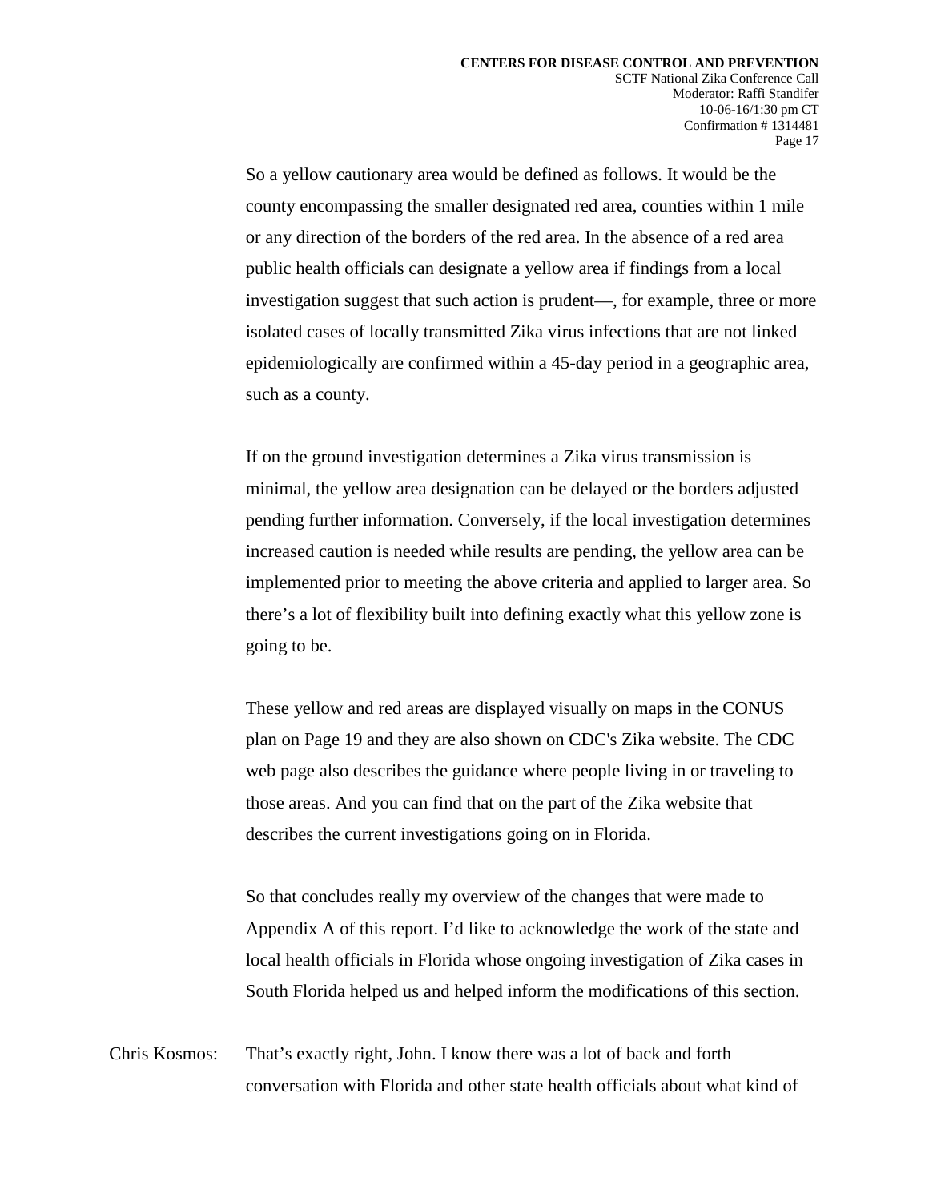So a yellow cautionary area would be defined as follows. It would be the county encompassing the smaller designated red area, counties within 1 mile or any direction of the borders of the red area. In the absence of a red area public health officials can designate a yellow area if findings from a local investigation suggest that such action is prudent—, for example, three or more isolated cases of locally transmitted Zika virus infections that are not linked epidemiologically are confirmed within a 45-day period in a geographic area, such as a county.

If on the ground investigation determines a Zika virus transmission is minimal, the yellow area designation can be delayed or the borders adjusted pending further information. Conversely, if the local investigation determines increased caution is needed while results are pending, the yellow area can be implemented prior to meeting the above criteria and applied to larger area. So there's a lot of flexibility built into defining exactly what this yellow zone is going to be.

These yellow and red areas are displayed visually on maps in the CONUS plan on Page 19 and they are also shown on CDC's Zika website. The CDC web page also describes the guidance where people living in or traveling to those areas. And you can find that on the part of the Zika website that describes the current investigations going on in Florida.

So that concludes really my overview of the changes that were made to Appendix A of this report. I'd like to acknowledge the work of the state and local health officials in Florida whose ongoing investigation of Zika cases in South Florida helped us and helped inform the modifications of this section.

Chris Kosmos: That's exactly right, John. I know there was a lot of back and forth conversation with Florida and other state health officials about what kind of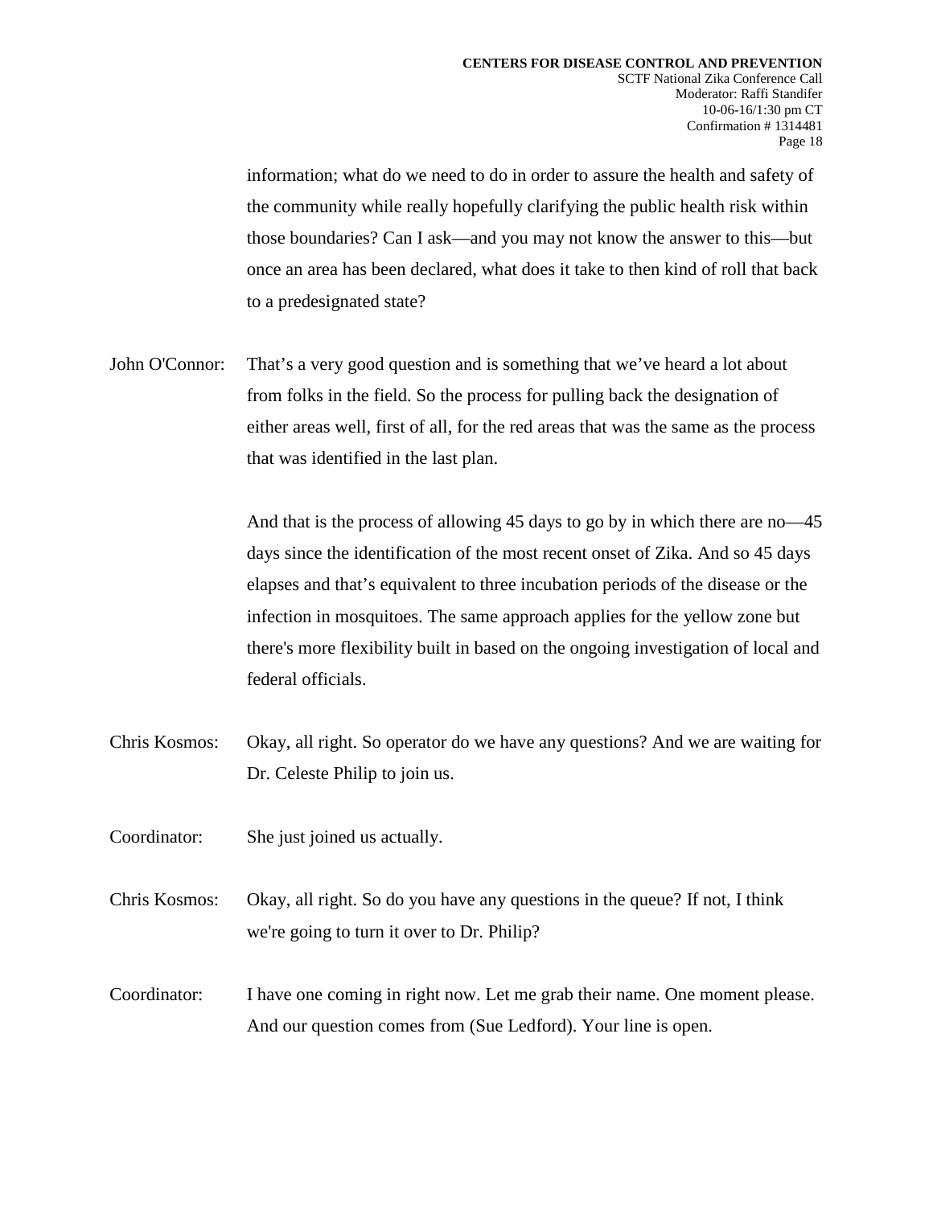information; what do we need to do in order to assure the health and safety of the community while really hopefully clarifying the public health risk within those boundaries? Can I ask—and you may not know the answer to this—but once an area has been declared, what does it take to then kind of roll that back to a predesignated state?

John O'Connor: That's a very good question and is something that we've heard a lot about from folks in the field. So the process for pulling back the designation of either areas well, first of all, for the red areas that was the same as the process that was identified in the last plan.

And that is the process of allowing 45 days to go by in which there are no—45 days since the identification of the most recent onset of Zika. And so 45 days elapses and that's equivalent to three incubation periods of the disease or the infection in mosquitoes. The same approach applies for the yellow zone but there's more flexibility built in based on the ongoing investigation of local and federal officials.

Chris Kosmos: Okay, all right. So operator do we have any questions? And we are waiting for Dr. Celeste Philip to join us.

Coordinator: She just joined us actually.

Chris Kosmos: Okay, all right. So do you have any questions in the queue? If not, I think we're going to turn it over to Dr. Philip?

Coordinator: I have one coming in right now. Let me grab their name. One moment please. And our question comes from (Sue Ledford). Your line is open.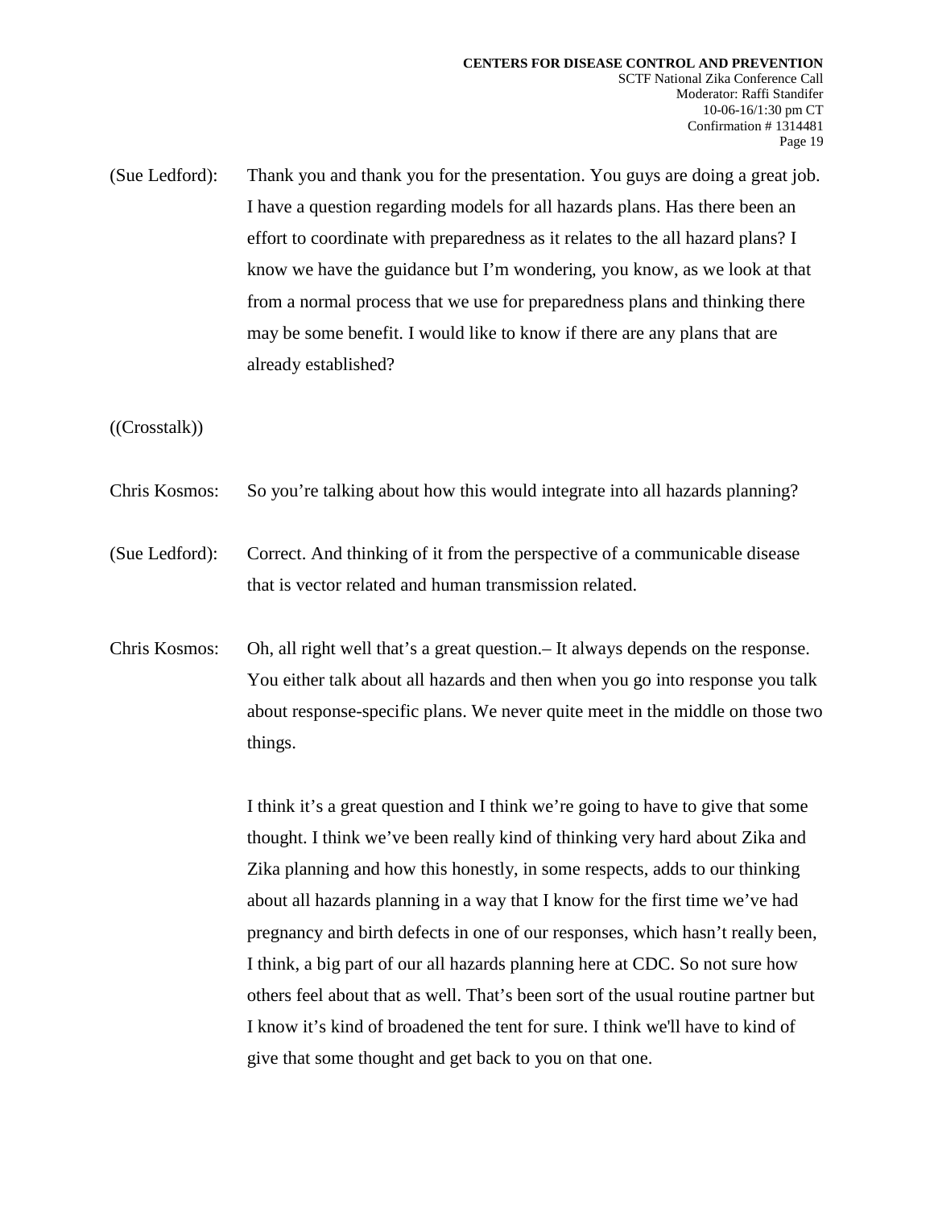(Sue Ledford): Thank you and thank you for the presentation. You guys are doing a great job. I have a question regarding models for all hazards plans. Has there been an effort to coordinate with preparedness as it relates to the all hazard plans? I know we have the guidance but I'm wondering, you know, as we look at that from a normal process that we use for preparedness plans and thinking there may be some benefit. I would like to know if there are any plans that are already established?

((Crosstalk))

Chris Kosmos: So you're talking about how this would integrate into all hazards planning?

(Sue Ledford): Correct. And thinking of it from the perspective of a communicable disease that is vector related and human transmission related.

Chris Kosmos: Oh, all right well that's a great question.– It always depends on the response. You either talk about all hazards and then when you go into response you talk about response-specific plans. We never quite meet in the middle on those two things.

I think it's a great question and I think we're going to have to give that some thought. I think we've been really kind of thinking very hard about Zika and Zika planning and how this honestly, in some respects, adds to our thinking about all hazards planning in a way that I know for the first time we've had pregnancy and birth defects in one of our responses, which hasn't really been, I think, a big part of our all hazards planning here at CDC. So not sure how others feel about that as well. That's been sort of the usual routine partner but I know it's kind of broadened the tent for sure. I think we'll have to kind of give that some thought and get back to you on that one.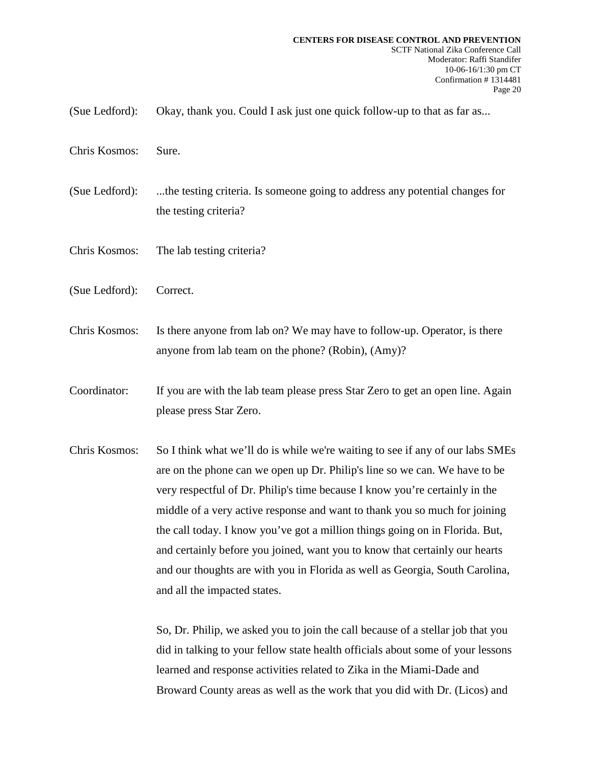(Sue Ledford): Okay, thank you. Could I ask just one quick follow-up to that as far as...

Chris Kosmos: Sure.

(Sue Ledford): ...the testing criteria. Is someone going to address any potential changes for the testing criteria?

Chris Kosmos: The lab testing criteria?

(Sue Ledford): Correct.

Chris Kosmos: Is there anyone from lab on? We may have to follow-up. Operator, is there anyone from lab team on the phone? (Robin), (Amy)?

Coordinator: If you are with the lab team please press Star Zero to get an open line. Again please press Star Zero.

Chris Kosmos: So I think what we'll do is while we're waiting to see if any of our labs SMEs are on the phone can we open up Dr. Philip's line so we can. We have to be very respectful of Dr. Philip's time because I know you're certainly in the middle of a very active response and want to thank you so much for joining the call today. I know you've got a million things going on in Florida. But, and certainly before you joined, want you to know that certainly our hearts and our thoughts are with you in Florida as well as Georgia, South Carolina, and all the impacted states.

So, Dr. Philip, we asked you to join the call because of a stellar job that you did in talking to your fellow state health officials about some of your lessons learned and response activities related to Zika in the Miami-Dade and Broward County areas as well as the work that you did with Dr. (Licos) and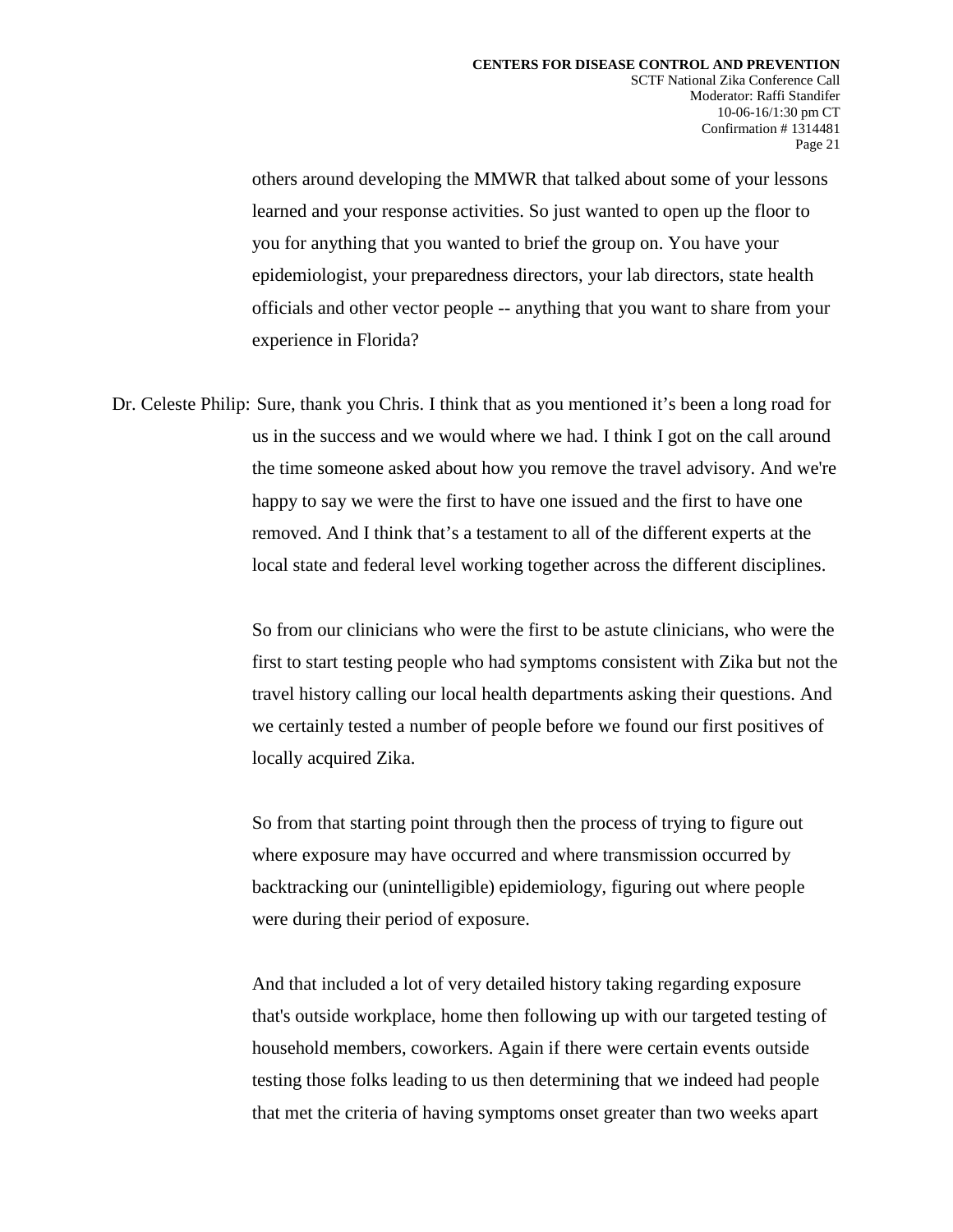others around developing the MMWR that talked about some of your lessons learned and your response activities. So just wanted to open up the floor to you for anything that you wanted to brief the group on. You have your epidemiologist, your preparedness directors, your lab directors, state health officials and other vector people -- anything that you want to share from your experience in Florida?

Dr. Celeste Philip: Sure, thank you Chris. I think that as you mentioned it's been a long road for us in the success and we would where we had. I think I got on the call around the time someone asked about how you remove the travel advisory. And we're happy to say we were the first to have one issued and the first to have one removed. And I think that's a testament to all of the different experts at the local state and federal level working together across the different disciplines.

So from our clinicians who were the first to be astute clinicians, who were the first to start testing people who had symptoms consistent with Zika but not the travel history calling our local health departments asking their questions. And we certainly tested a number of people before we found our first positives of locally acquired Zika.

So from that starting point through then the process of trying to figure out where exposure may have occurred and where transmission occurred by backtracking our (unintelligible) epidemiology, figuring out where people were during their period of exposure.

And that included a lot of very detailed history taking regarding exposure that's outside workplace, home then following up with our targeted testing of household members, coworkers. Again if there were certain events outside testing those folks leading to us then determining that we indeed had people that met the criteria of having symptoms onset greater than two weeks apart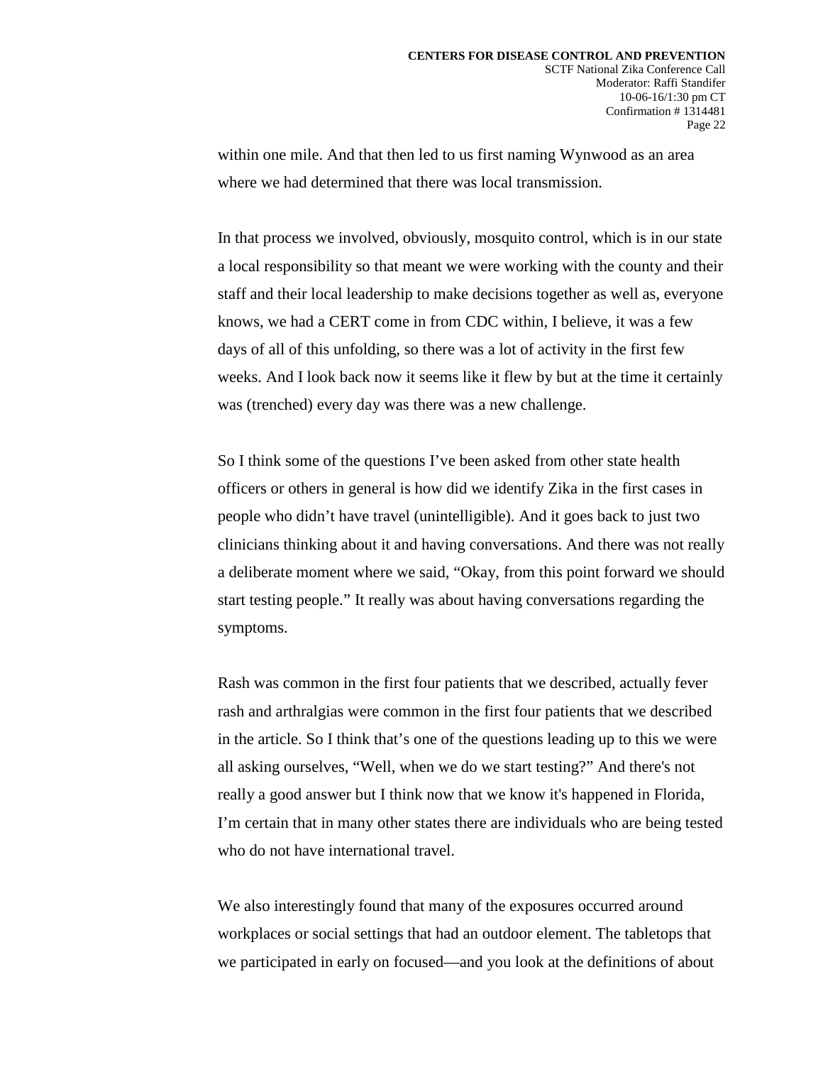within one mile. And that then led to us first naming Wynwood as an area where we had determined that there was local transmission.

In that process we involved, obviously, mosquito control, which is in our state a local responsibility so that meant we were working with the county and their staff and their local leadership to make decisions together as well as, everyone knows, we had a CERT come in from CDC within, I believe, it was a few days of all of this unfolding, so there was a lot of activity in the first few weeks. And I look back now it seems like it flew by but at the time it certainly was (trenched) every day was there was a new challenge.

So I think some of the questions I've been asked from other state health officers or others in general is how did we identify Zika in the first cases in people who didn't have travel (unintelligible). And it goes back to just two clinicians thinking about it and having conversations. And there was not really a deliberate moment where we said, "Okay, from this point forward we should start testing people." It really was about having conversations regarding the symptoms.

Rash was common in the first four patients that we described, actually fever rash and arthralgias were common in the first four patients that we described in the article. So I think that's one of the questions leading up to this we were all asking ourselves, "Well, when we do we start testing?" And there's not really a good answer but I think now that we know it's happened in Florida, I'm certain that in many other states there are individuals who are being tested who do not have international travel.

We also interestingly found that many of the exposures occurred around workplaces or social settings that had an outdoor element. The tabletops that we participated in early on focused—and you look at the definitions of about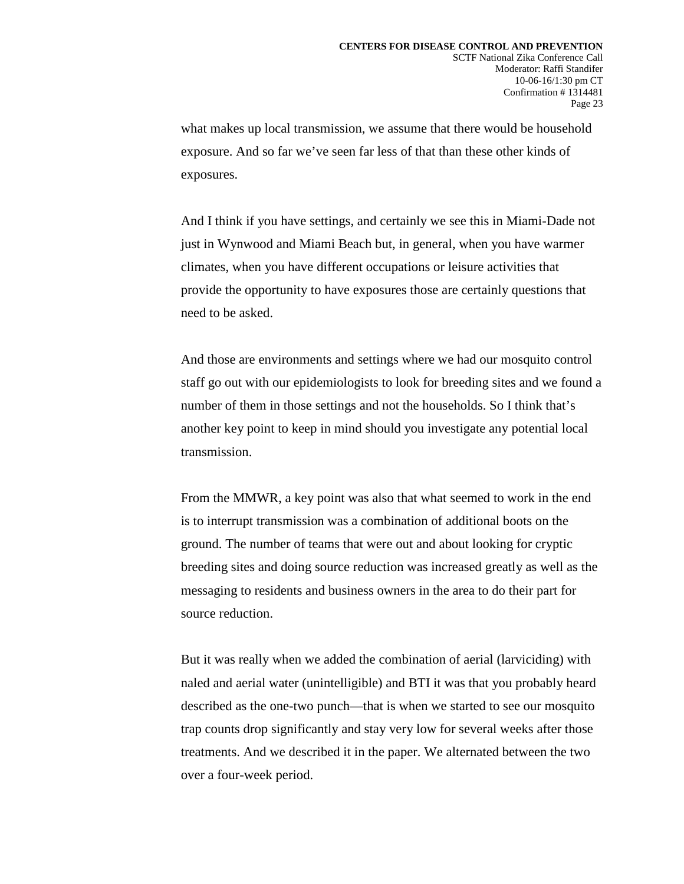what makes up local transmission, we assume that there would be household exposure. And so far we've seen far less of that than these other kinds of exposures.

And I think if you have settings, and certainly we see this in Miami-Dade not just in Wynwood and Miami Beach but, in general, when you have warmer climates, when you have different occupations or leisure activities that provide the opportunity to have exposures those are certainly questions that need to be asked.

And those are environments and settings where we had our mosquito control staff go out with our epidemiologists to look for breeding sites and we found a number of them in those settings and not the households. So I think that's another key point to keep in mind should you investigate any potential local transmission.

From the MMWR, a key point was also that what seemed to work in the end is to interrupt transmission was a combination of additional boots on the ground. The number of teams that were out and about looking for cryptic breeding sites and doing source reduction was increased greatly as well as the messaging to residents and business owners in the area to do their part for source reduction.

But it was really when we added the combination of aerial (larviciding) with naled and aerial water (unintelligible) and BTI it was that you probably heard described as the one-two punch—that is when we started to see our mosquito trap counts drop significantly and stay very low for several weeks after those treatments. And we described it in the paper. We alternated between the two over a four-week period.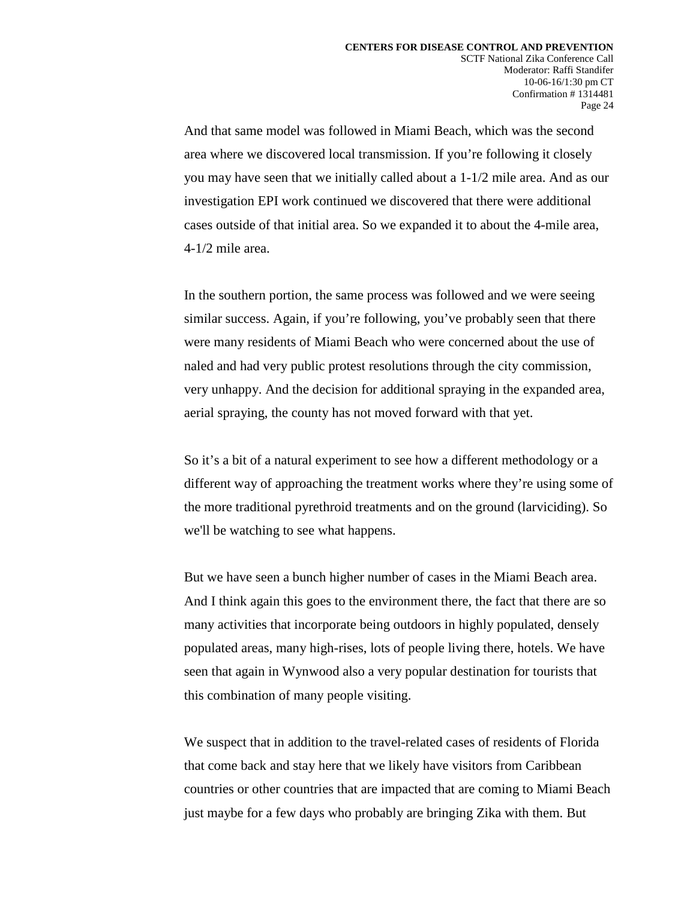And that same model was followed in Miami Beach, which was the second area where we discovered local transmission. If you're following it closely you may have seen that we initially called about a 1-1/2 mile area. And as our investigation EPI work continued we discovered that there were additional cases outside of that initial area. So we expanded it to about the 4-mile area, 4-1/2 mile area.

In the southern portion, the same process was followed and we were seeing similar success. Again, if you're following, you've probably seen that there were many residents of Miami Beach who were concerned about the use of naled and had very public protest resolutions through the city commission, very unhappy. And the decision for additional spraying in the expanded area, aerial spraying, the county has not moved forward with that yet.

So it's a bit of a natural experiment to see how a different methodology or a different way of approaching the treatment works where they're using some of the more traditional pyrethroid treatments and on the ground (larviciding). So we'll be watching to see what happens.

But we have seen a bunch higher number of cases in the Miami Beach area. And I think again this goes to the environment there, the fact that there are so many activities that incorporate being outdoors in highly populated, densely populated areas, many high-rises, lots of people living there, hotels. We have seen that again in Wynwood also a very popular destination for tourists that this combination of many people visiting.

We suspect that in addition to the travel-related cases of residents of Florida that come back and stay here that we likely have visitors from Caribbean countries or other countries that are impacted that are coming to Miami Beach just maybe for a few days who probably are bringing Zika with them. But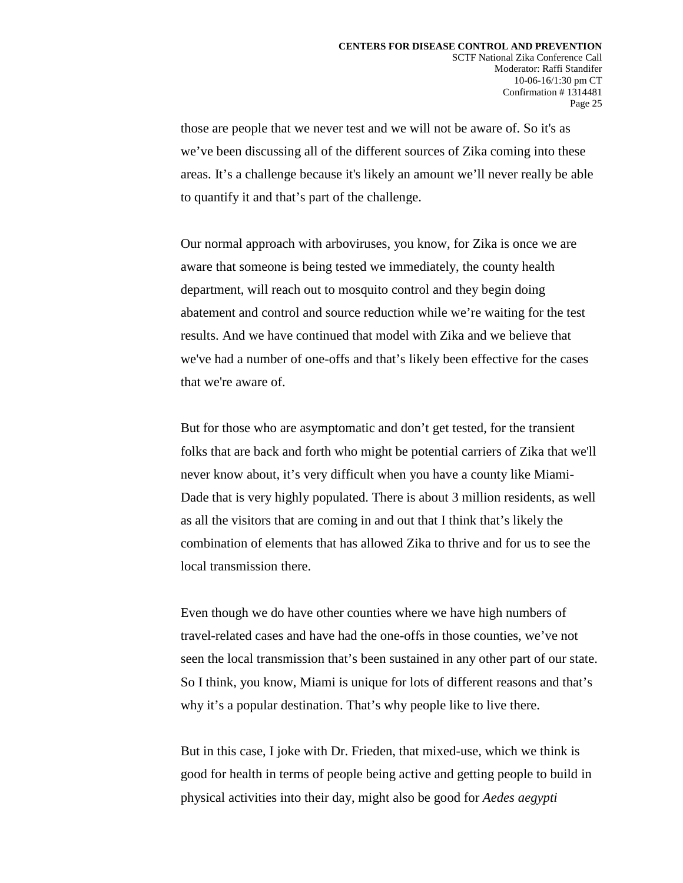those are people that we never test and we will not be aware of. So it's as we've been discussing all of the different sources of Zika coming into these areas. It's a challenge because it's likely an amount we'll never really be able to quantify it and that's part of the challenge.

Our normal approach with arboviruses, you know, for Zika is once we are aware that someone is being tested we immediately, the county health department, will reach out to mosquito control and they begin doing abatement and control and source reduction while we're waiting for the test results. And we have continued that model with Zika and we believe that we've had a number of one-offs and that's likely been effective for the cases that we're aware of.

But for those who are asymptomatic and don't get tested, for the transient folks that are back and forth who might be potential carriers of Zika that we'll never know about, it's very difficult when you have a county like Miami-Dade that is very highly populated. There is about 3 million residents, as well as all the visitors that are coming in and out that I think that's likely the combination of elements that has allowed Zika to thrive and for us to see the local transmission there.

Even though we do have other counties where we have high numbers of travel-related cases and have had the one-offs in those counties, we've not seen the local transmission that's been sustained in any other part of our state. So I think, you know, Miami is unique for lots of different reasons and that's why it's a popular destination. That's why people like to live there.

But in this case, I joke with Dr. Frieden, that mixed-use, which we think is good for health in terms of people being active and getting people to build in physical activities into their day, might also be good for *Aedes aegypti*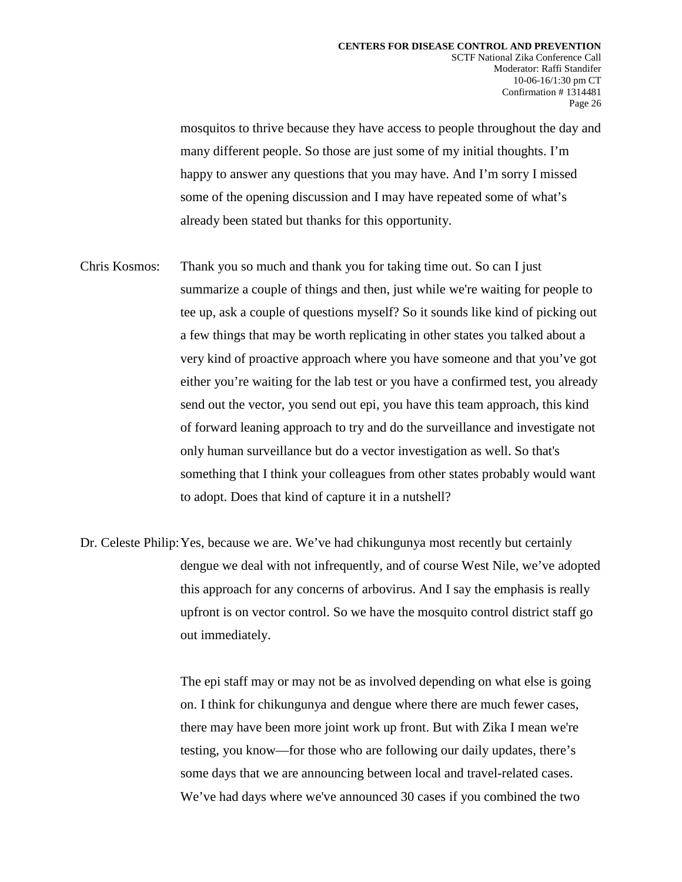mosquitos to thrive because they have access to people throughout the day and many different people. So those are just some of my initial thoughts. I'm happy to answer any questions that you may have. And I'm sorry I missed some of the opening discussion and I may have repeated some of what's already been stated but thanks for this opportunity.

Chris Kosmos: Thank you so much and thank you for taking time out. So can I just summarize a couple of things and then, just while we're waiting for people to tee up, ask a couple of questions myself? So it sounds like kind of picking out a few things that may be worth replicating in other states you talked about a very kind of proactive approach where you have someone and that you've got either you're waiting for the lab test or you have a confirmed test, you already send out the vector, you send out epi, you have this team approach, this kind of forward leaning approach to try and do the surveillance and investigate not only human surveillance but do a vector investigation as well. So that's something that I think your colleagues from other states probably would want to adopt. Does that kind of capture it in a nutshell?

Dr. Celeste Philip: Yes, because we are. We've had chikungunya most recently but certainly dengue we deal with not infrequently, and of course West Nile, we've adopted this approach for any concerns of arbovirus. And I say the emphasis is really upfront is on vector control. So we have the mosquito control district staff go out immediately.

The epi staff may or may not be as involved depending on what else is going on. I think for chikungunya and dengue where there are much fewer cases, there may have been more joint work up front. But with Zika I mean we're testing, you know—for those who are following our daily updates, there's some days that we are announcing between local and travel-related cases. We've had days where we've announced 30 cases if you combined the two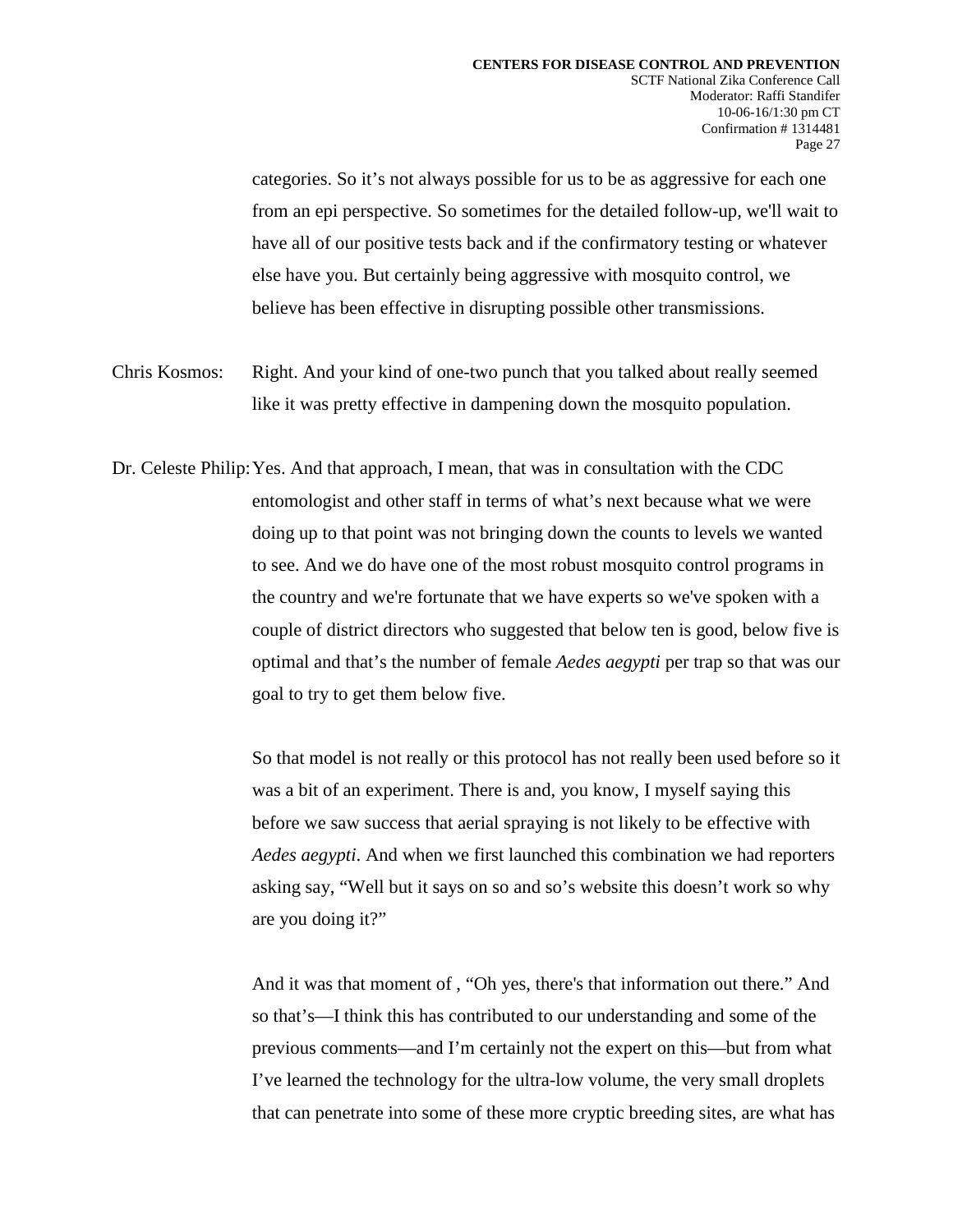categories. So it's not always possible for us to be as aggressive for each one from an epi perspective. So sometimes for the detailed follow-up, we'll wait to have all of our positive tests back and if the confirmatory testing or whatever else have you. But certainly being aggressive with mosquito control, we believe has been effective in disrupting possible other transmissions.

Chris Kosmos: Right. And your kind of one-two punch that you talked about really seemed like it was pretty effective in dampening down the mosquito population.

Dr. Celeste Philip: Yes. And that approach, I mean, that was in consultation with the CDC entomologist and other staff in terms of what's next because what we were doing up to that point was not bringing down the counts to levels we wanted to see. And we do have one of the most robust mosquito control programs in the country and we're fortunate that we have experts so we've spoken with a couple of district directors who suggested that below ten is good, below five is optimal and that's the number of female *Aedes aegypti* per trap so that was our goal to try to get them below five.

So that model is not really or this protocol has not really been used before so it was a bit of an experiment. There is and, you know, I myself saying this before we saw success that aerial spraying is not likely to be effective with *Aedes aegypti*. And when we first launched this combination we had reporters asking say, "Well but it says on so and so's website this doesn't work so why are you doing it?"

And it was that moment of , "Oh yes, there's that information out there." And so that's—I think this has contributed to our understanding and some of the previous comments—and I'm certainly not the expert on this—but from what I've learned the technology for the ultra-low volume, the very small droplets that can penetrate into some of these more cryptic breeding sites, are what has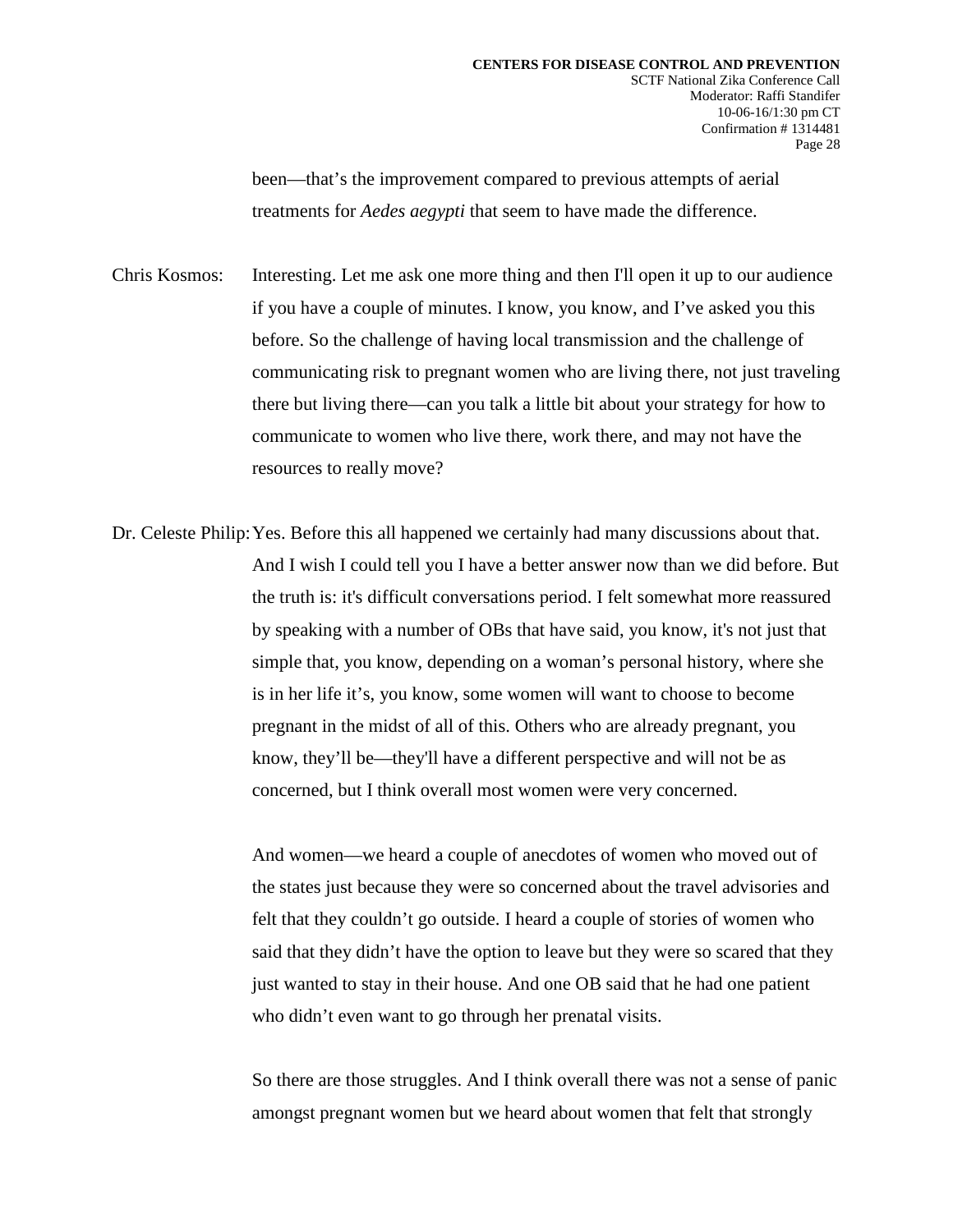been—that's the improvement compared to previous attempts of aerial treatments for *Aedes aegypti* that seem to have made the difference.

Chris Kosmos: Interesting. Let me ask one more thing and then I'll open it up to our audience if you have a couple of minutes. I know, you know, and I've asked you this before. So the challenge of having local transmission and the challenge of communicating risk to pregnant women who are living there, not just traveling there but living there—can you talk a little bit about your strategy for how to communicate to women who live there, work there, and may not have the resources to really move?

Dr. Celeste Philip: Yes. Before this all happened we certainly had many discussions about that. And I wish I could tell you I have a better answer now than we did before. But the truth is: it's difficult conversations period. I felt somewhat more reassured by speaking with a number of OBs that have said, you know, it's not just that simple that, you know, depending on a woman's personal history, where she is in her life it's, you know, some women will want to choose to become pregnant in the midst of all of this. Others who are already pregnant, you know, they'll be—they'll have a different perspective and will not be as concerned, but I think overall most women were very concerned.

And women—we heard a couple of anecdotes of women who moved out of the states just because they were so concerned about the travel advisories and felt that they couldn't go outside. I heard a couple of stories of women who said that they didn't have the option to leave but they were so scared that they just wanted to stay in their house. And one OB said that he had one patient who didn't even want to go through her prenatal visits.

So there are those struggles. And I think overall there was not a sense of panic amongst pregnant women but we heard about women that felt that strongly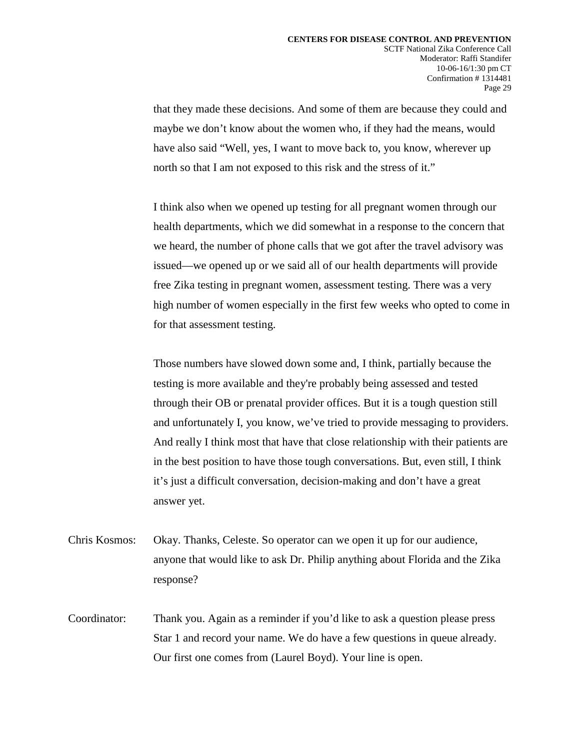that they made these decisions. And some of them are because they could and maybe we don't know about the women who, if they had the means, would have also said "Well, yes, I want to move back to, you know, wherever up north so that I am not exposed to this risk and the stress of it."

I think also when we opened up testing for all pregnant women through our health departments, which we did somewhat in a response to the concern that we heard, the number of phone calls that we got after the travel advisory was issued—we opened up or we said all of our health departments will provide free Zika testing in pregnant women, assessment testing. There was a very high number of women especially in the first few weeks who opted to come in for that assessment testing.

Those numbers have slowed down some and, I think, partially because the testing is more available and they're probably being assessed and tested through their OB or prenatal provider offices. But it is a tough question still and unfortunately I, you know, we've tried to provide messaging to providers. And really I think most that have that close relationship with their patients are in the best position to have those tough conversations. But, even still, I think it's just a difficult conversation, decision-making and don't have a great answer yet.

Chris Kosmos: Okay. Thanks, Celeste. So operator can we open it up for our audience, anyone that would like to ask Dr. Philip anything about Florida and the Zika response?

Coordinator: Thank you. Again as a reminder if you'd like to ask a question please press Star 1 and record your name. We do have a few questions in queue already. Our first one comes from (Laurel Boyd). Your line is open.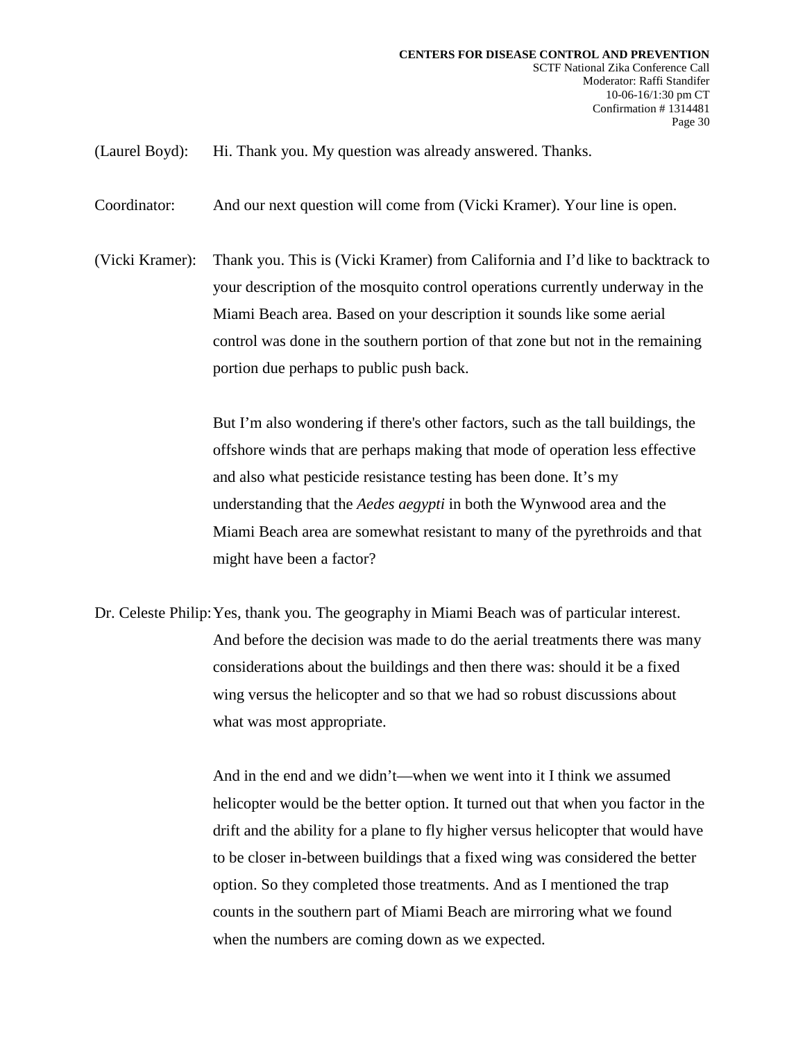(Laurel Boyd): Hi. Thank you. My question was already answered. Thanks.

Coordinator: And our next question will come from (Vicki Kramer). Your line is open.

(Vicki Kramer): Thank you. This is (Vicki Kramer) from California and I'd like to backtrack to your description of the mosquito control operations currently underway in the Miami Beach area. Based on your description it sounds like some aerial control was done in the southern portion of that zone but not in the remaining portion due perhaps to public push back.

But I'm also wondering if there's other factors, such as the tall buildings, the offshore winds that are perhaps making that mode of operation less effective and also what pesticide resistance testing has been done. It's my understanding that the *Aedes aegypti* in both the Wynwood area and the Miami Beach area are somewhat resistant to many of the pyrethroids and that might have been a factor?

Dr. Celeste Philip: Yes, thank you. The geography in Miami Beach was of particular interest. And before the decision was made to do the aerial treatments there was many considerations about the buildings and then there was: should it be a fixed wing versus the helicopter and so that we had so robust discussions about what was most appropriate.

And in the end and we didn't—when we went into it I think we assumed helicopter would be the better option. It turned out that when you factor in the drift and the ability for a plane to fly higher versus helicopter that would have to be closer in-between buildings that a fixed wing was considered the better option. So they completed those treatments. And as I mentioned the trap counts in the southern part of Miami Beach are mirroring what we found when the numbers are coming down as we expected.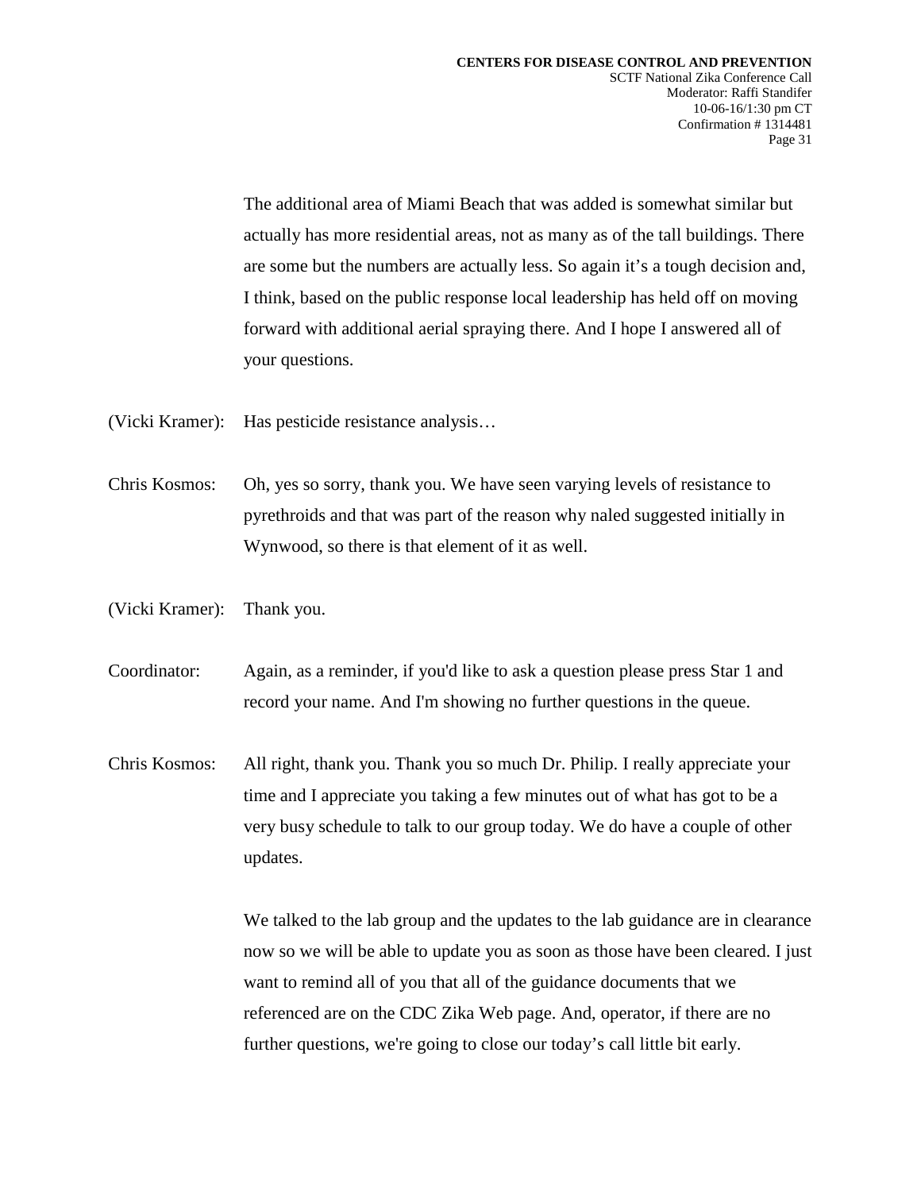The additional area of Miami Beach that was added is somewhat similar but actually has more residential areas, not as many as of the tall buildings. There are some but the numbers are actually less. So again it's a tough decision and, I think, based on the public response local leadership has held off on moving forward with additional aerial spraying there. And I hope I answered all of your questions.

(Vicki Kramer): Has pesticide resistance analysis…

Chris Kosmos: Oh, yes so sorry, thank you. We have seen varying levels of resistance to pyrethroids and that was part of the reason why naled suggested initially in Wynwood, so there is that element of it as well.

(Vicki Kramer): Thank you.

Coordinator: Again, as a reminder, if you'd like to ask a question please press Star 1 and record your name. And I'm showing no further questions in the queue.

Chris Kosmos: All right, thank you. Thank you so much Dr. Philip. I really appreciate your time and I appreciate you taking a few minutes out of what has got to be a very busy schedule to talk to our group today. We do have a couple of other updates.

We talked to the lab group and the updates to the lab guidance are in clearance now so we will be able to update you as soon as those have been cleared. I just want to remind all of you that all of the guidance documents that we referenced are on the CDC Zika Web page. And, operator, if there are no further questions, we're going to close our today's call little bit early.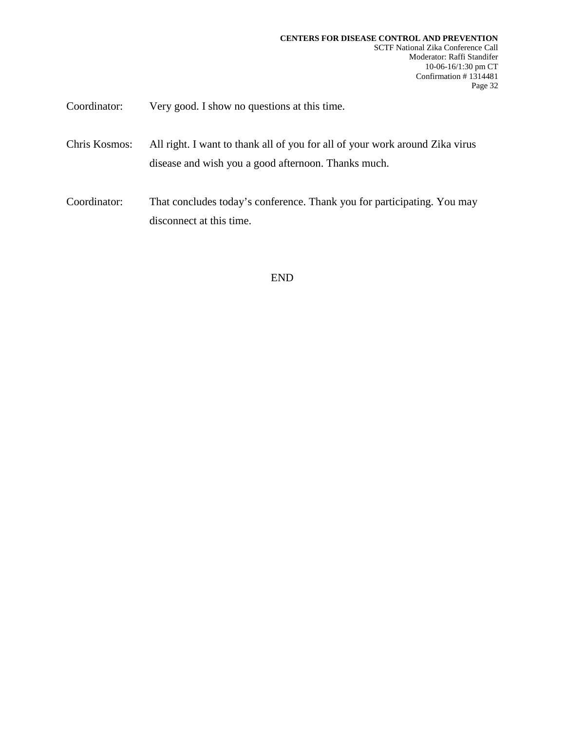Coordinator: Very good. I show no questions at this time.

Chris Kosmos: All right. I want to thank all of you for all of your work around Zika virus disease and wish you a good afternoon. Thanks much.

Coordinator: That concludes today's conference. Thank you for participating. You may disconnect at this time.

END